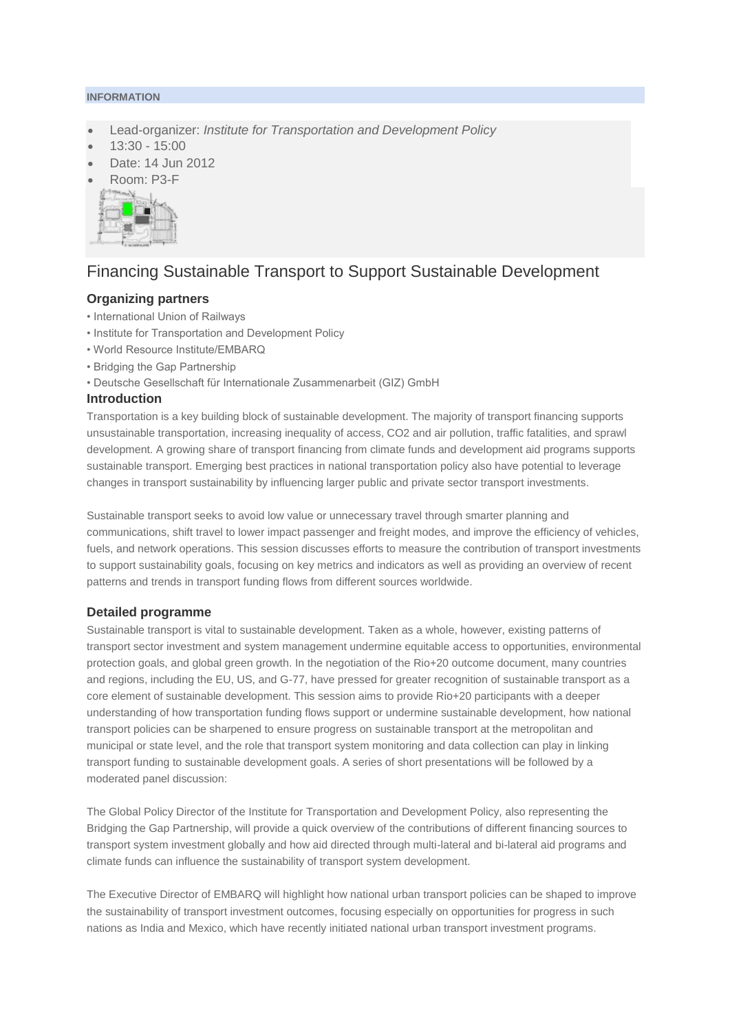**INFORMATION**

- Lead-organizer: *Institute for Transportation and Development Policy*
- 13:30 - 15:00
- Date: 14 Jun 2012
- Room: P3-F

# Financing Sustainable Transport to Support Sustainable Development

### Organizing partners

- International Union of Railways
- Institute for Transportation and Development Policy
- World Resource Institute/EMBARQ
- Bridging the Gap Partnership
- Deutsche Gesellschaft für Internationale Zusammenarbeit (GIZ) GmbH

### Introduction

Transportation is a key building block of sustainable development. The majority of transport financing supports unsustainable transportation, increasing inequality of access, $CO_2$ and air pollution, traffic fatalities, and sprawl development. A growing share of transport financing from climate funds and development aid programs supports sustainable transport. Emerging best practices in national transportation policy also have potential to leverage changes in transport sustainability by influencing larger public and private sector transport investments.

Sustainable transport seeks to avoid low value or unnecessary travel through smarter planning and communications, shift travel to lower impact passenger and freight modes, and improve the efficiency of vehicles, fuels, and network operations. This session discusses efforts to measure the contribution of transport investments to support sustainability goals, focusing on key metrics and indicators as well as providing an overview of recent patterns and trends in transport funding flows from different sources worldwide.

### Detailed programme

Sustainable transport is vital to sustainable development. Taken as a whole, however, existing patterns of transport sector investment and system management undermine equitable access to opportunities, environmental protection goals, and global green growth. In the negotiation of the Rio+20 outcome document, many countries and regions, including the EU, US, and G-77, have pressed for greater recognition of sustainable transport as a core element of sustainable development. This session aims to provide Rio+20 participants with a deeper understanding of how transportation funding flows support or undermine sustainable development, how national transport policies can be sharpened to ensure progress on sustainable transport at the metropolitan and municipal or state level, and the role that transport system monitoring and data collection can play in linking transport funding to sustainable development goals. A series of short presentations will be followed by a moderated panel discussion:

The Global Policy Director of the Institute for Transportation and Development Policy, also representing the Bridging the Gap Partnership, will provide a quick overview of the contributions of different financing sources to transport system investment globally and how aid directed through multi-lateral and bi-lateral aid programs and climate funds can influence the sustainability of transport system development.

The Executive Director of EMBARQ will highlight how national urban transport policies can be shaped to improve the sustainability of transport investment outcomes, focusing especially on opportunities for progress in such nations as India and Mexico, which have recently initiated national urban transport investment programs.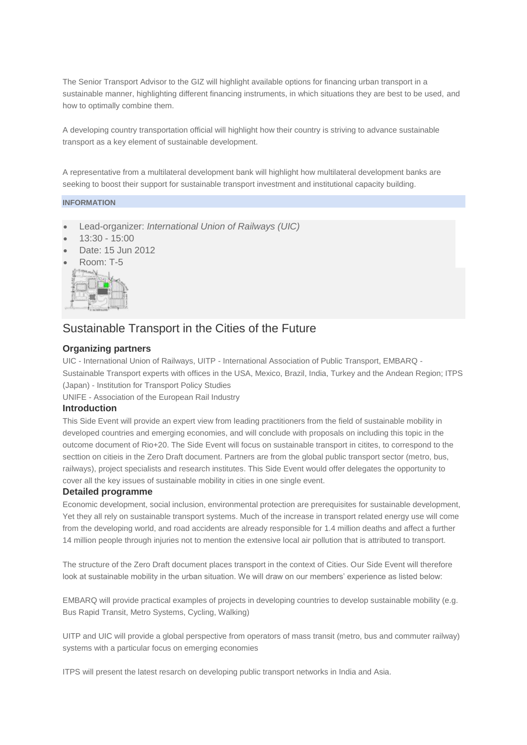The Senior Transport Advisor to the GIZ will highlight available options for financing urban transport in a sustainable manner, highlighting different financing instruments, in which situations they are best to be used, and how to optimally combine them.

A developing country transportation official will highlight how their country is striving to advance sustainable transport as a key element of sustainable development.

A representative from a multilateral development bank will highlight how multilateral development banks are seeking to boost their support for sustainable transport investment and institutional capacity building.

**INFORMATION**

- Lead-organizer: *International Union of Railways (UIC)*
- 13:30 - 15:00
- Date: 15 Jun 2012
- Room: T-5

## Sustainable Transport in the Cities of the Future

### Organizing partners

UIC - International Union of Railways, UITP - International Association of Public Transport, EMBARQ - Sustainable Transport experts with offices in the USA, Mexico, Brazil, India, Turkey and the Andean Region; ITPS (Japan) - Institution for Transport Policy Studies

UNIFE - Association of the European Rail Industry

### Introduction

This Side Event will provide an expert view from leading practitioners from the field of sustainable mobility in developed countries and emerging economies, and will conclude with proposals on including this topic in the outcome document of Rio+20. The Side Event will focus on sustainable transport in citites, to correspond to the secttion on citieis in the Zero Draft document. Partners are from the global public transport sector (metro, bus, railways), project specialists and research institutes. This Side Event would offer delegates the opportunity to cover all the key issues of sustainable mobility in cities in one single event.

### Detailed programme

Economic development, social inclusion, environmental protection are prerequisites for sustainable development, Yet they all rely on sustainable transport systems. Much of the increase in transport related energy use will come from the developing world, and road accidents are already responsible for 1.4 million deaths and affect a further 14 million people through injuries not to mention the extensive local air pollution that is attributed to transport.

The structure of the Zero Draft document places transport in the context of Cities. Our Side Event will therefore look at sustainable mobility in the urban situation. We will draw on our members' experience as listed below:

EMBARQ will provide practical examples of projects in developing countries to develop sustainable mobility (e.g. Bus Rapid Transit, Metro Systems, Cycling, Walking)

UITP and UIC will provide a global perspective from operators of mass transit (metro, bus and commuter railway) systems with a particular focus on emerging economies

ITPS will present the latest resarch on developing public transport networks in India and Asia.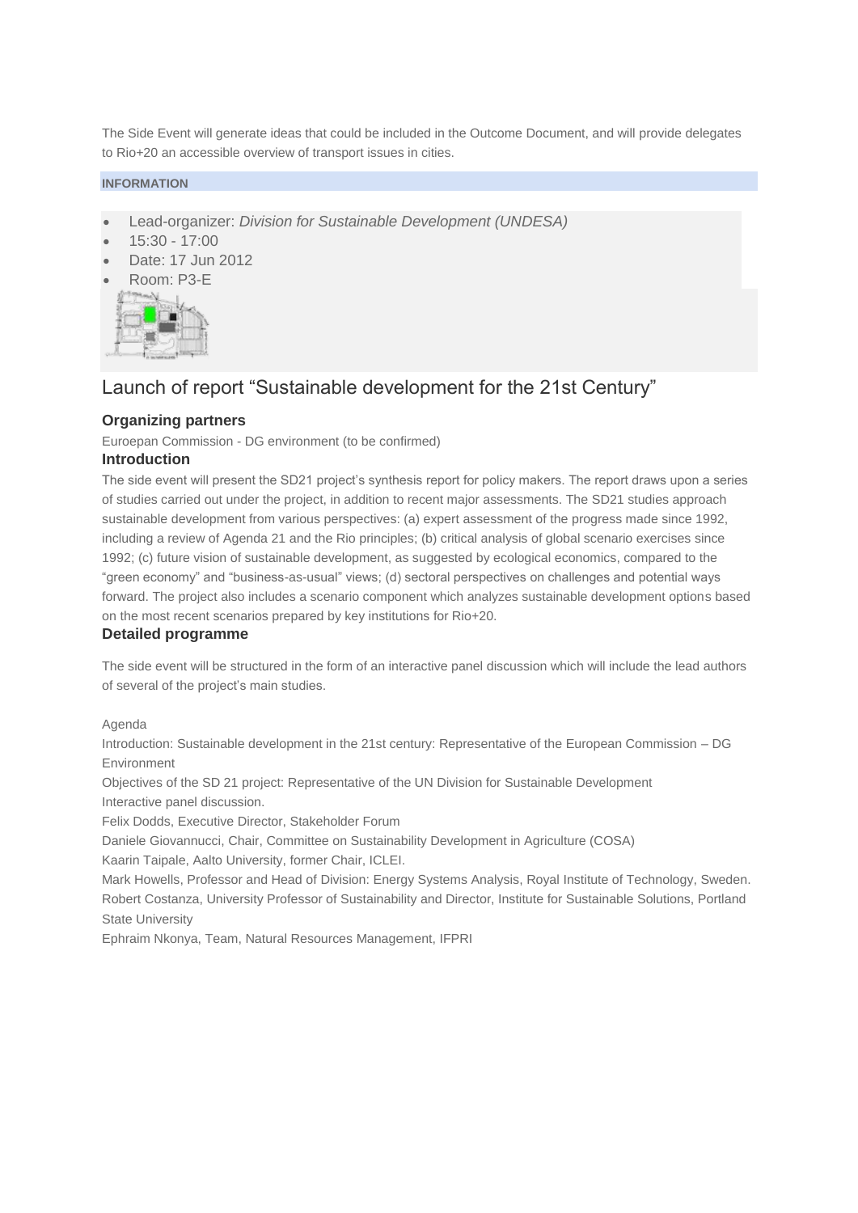The Side Event will generate ideas that could be included in the Outcome Document, and will provide delegates to Rio+20 an accessible overview of transport issues in cities.

**INFORMATION**

- Lead-organizer: *Division for Sustainable Development (UNDESA)*
- 15:30 - 17:00
- Date: 17 Jun 2012
- Room: P3-E

# Launch of report "Sustainable development for the 21st Century"

### Organizing partners

Euroepan Commission - DG environment (to be confirmed)

### Introduction

The side event will present the SD21 project's synthesis report for policy makers. The report draws upon a series of studies carried out under the project, in addition to recent major assessments. The SD21 studies approach sustainable development from various perspectives: (a) expert assessment of the progress made since 1992, including a review of Agenda 21 and the Rio principles; (b) critical analysis of global scenario exercises since 1992; (c) future vision of sustainable development, as suggested by ecological economics, compared to the "green economy" and "business-as-usual" views; (d) sectoral perspectives on challenges and potential ways forward. The project also includes a scenario component which analyzes sustainable development options based on the most recent scenarios prepared by key institutions for Rio+20.

### Detailed programme

The side event will be structured in the form of an interactive panel discussion which will include the lead authors of several of the project's main studies.

Agenda

Introduction: Sustainable development in the 21st century: Representative of the European Commission – DG Environment

Objectives of the SD 21 project: Representative of the UN Division for Sustainable Development

Interactive panel discussion.

Felix Dodds, Executive Director, Stakeholder Forum

Daniele Giovannucci, Chair, Committee on Sustainability Development in Agriculture (COSA)

Kaarin Taipale, Aalto University, former Chair, ICLEI.

Mark Howells, Professor and Head of Division: Energy Systems Analysis, Royal Institute of Technology, Sweden.

Robert Costanza, University Professor of Sustainability and Director, Institute for Sustainable Solutions, Portland State University

Ephraim Nkonya, Team, Natural Resources Management, IFPRI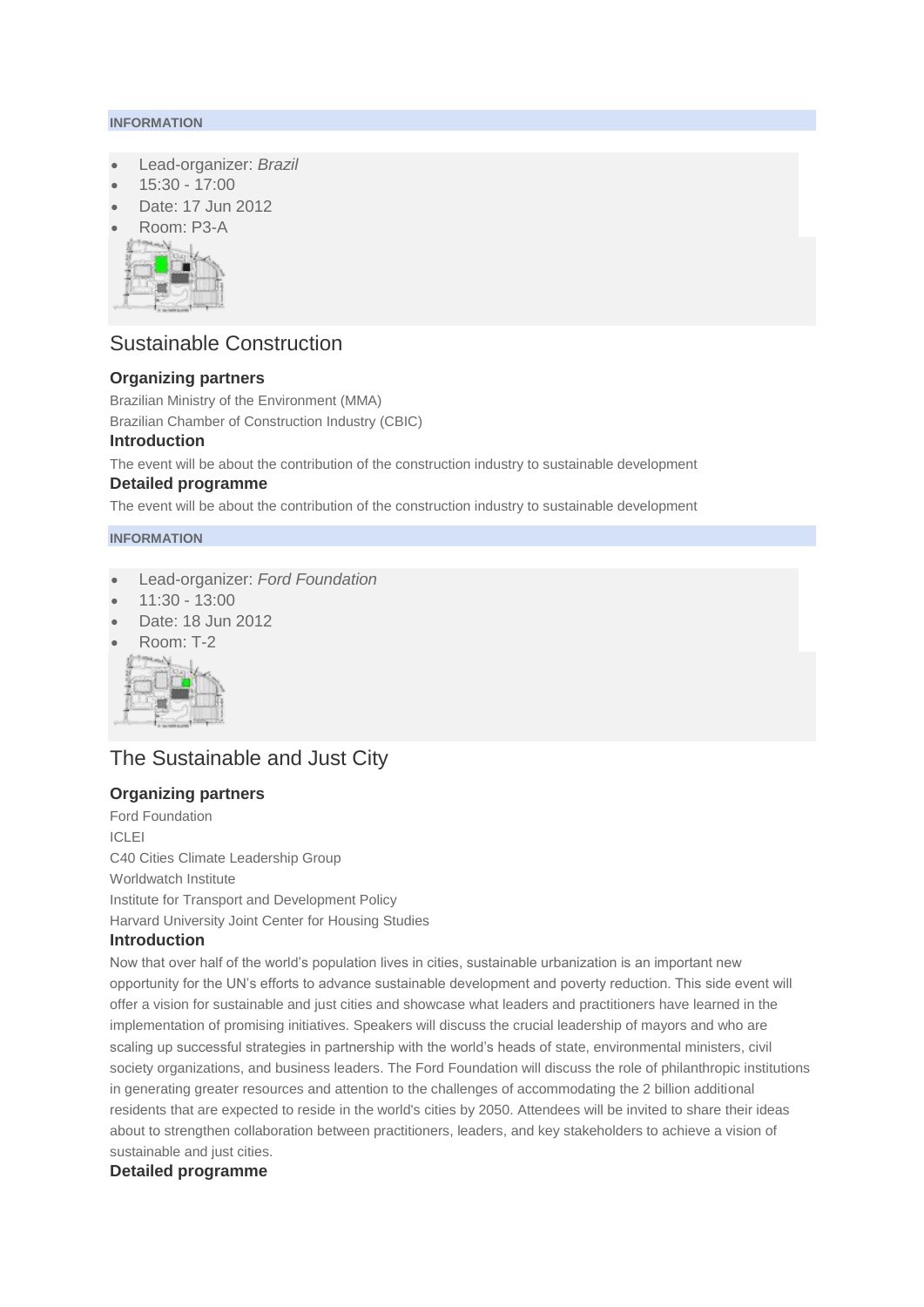**INFORMATION**

- Lead-organizer: *Brazil*
- 15:30 - 17:00
- Date: 17 Jun 2012
- Room: P3-A

## Sustainable Construction

### Organizing partners

Brazilian Ministry of the Environment (MMA)

Brazilian Chamber of Construction Industry (CBIC)

### Introduction

The event will be about the contribution of the construction industry to sustainable development

### Detailed programme

The event will be about the contribution of the construction industry to sustainable development

**INFORMATION**

- Lead-organizer: *Ford Foundation*
- 11:30 - 13:00
- Date: 18 Jun 2012
- Room: T-2

## The Sustainable and Just City

### Organizing partners

Ford Foundation

ICLEI

C40 Cities Climate Leadership Group

Worldwatch Institute

Institute for Transport and Development Policy

Harvard University Joint Center for Housing Studies

### Introduction

Now that over half of the world's population lives in cities, sustainable urbanization is an important new opportunity for the UN's efforts to advance sustainable development and poverty reduction. This side event will offer a vision for sustainable and just cities and showcase what leaders and practitioners have learned in the implementation of promising initiatives. Speakers will discuss the crucial leadership of mayors and who are scaling up successful strategies in partnership with the world's heads of state, environmental ministers, civil society organizations, and business leaders. The Ford Foundation will discuss the role of philanthropic institutions in generating greater resources and attention to the challenges of accommodating the 2 billion additional residents that are expected to reside in the world's cities by 2050. Attendees will be invited to share their ideas about to strengthen collaboration between practitioners, leaders, and key stakeholders to achieve a vision of sustainable and just cities.

### Detailed programme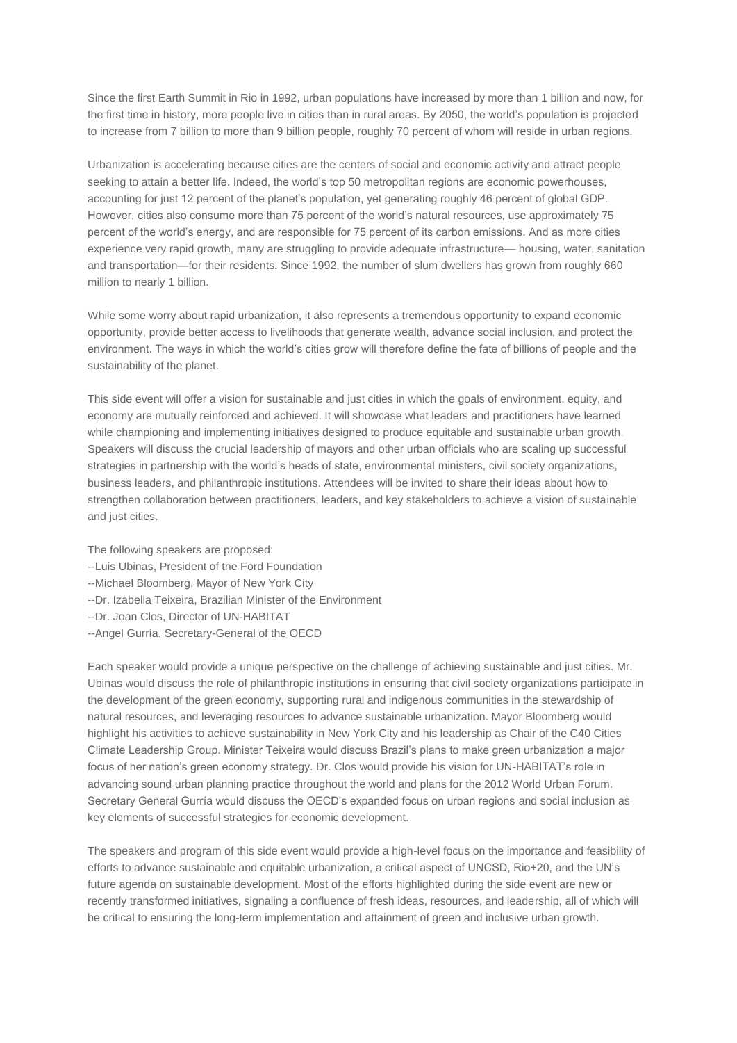Since the first Earth Summit in Rio in 1992, urban populations have increased by more than 1 billion and now, for the first time in history, more people live in cities than in rural areas. By 2050, the world's population is projected to increase from 7 billion to more than 9 billion people, roughly 70 percent of whom will reside in urban regions.

Urbanization is accelerating because cities are the centers of social and economic activity and attract people seeking to attain a better life. Indeed, the world's top 50 metropolitan regions are economic powerhouses, accounting for just 12 percent of the planet's population, yet generating roughly 46 percent of global GDP. However, cities also consume more than 75 percent of the world's natural resources, use approximately 75 percent of the world's energy, and are responsible for 75 percent of its carbon emissions. And as more cities experience very rapid growth, many are struggling to provide adequate infrastructure— housing, water, sanitation and transportation—for their residents. Since 1992, the number of slum dwellers has grown from roughly 660 million to nearly 1 billion.

While some worry about rapid urbanization, it also represents a tremendous opportunity to expand economic opportunity, provide better access to livelihoods that generate wealth, advance social inclusion, and protect the environment. The ways in which the world's cities grow will therefore define the fate of billions of people and the sustainability of the planet.

This side event will offer a vision for sustainable and just cities in which the goals of environment, equity, and economy are mutually reinforced and achieved. It will showcase what leaders and practitioners have learned while championing and implementing initiatives designed to produce equitable and sustainable urban growth. Speakers will discuss the crucial leadership of mayors and other urban officials who are scaling up successful strategies in partnership with the world's heads of state, environmental ministers, civil society organizations, business leaders, and philanthropic institutions. Attendees will be invited to share their ideas about how to strengthen collaboration between practitioners, leaders, and key stakeholders to achieve a vision of sustainable and just cities.

The following speakers are proposed:
--Luis Ubinas, President of the Ford Foundation
--Michael Bloomberg, Mayor of New York City
--Dr. Izabella Teixeira, Brazilian Minister of the Environment
--Dr. Joan Clos, Director of UN-HABITAT
--Angel Gurría, Secretary-General of the OECD

Each speaker would provide a unique perspective on the challenge of achieving sustainable and just cities. Mr. Ubinas would discuss the role of philanthropic institutions in ensuring that civil society organizations participate in the development of the green economy, supporting rural and indigenous communities in the stewardship of natural resources, and leveraging resources to advance sustainable urbanization. Mayor Bloomberg would highlight his activities to achieve sustainability in New York City and his leadership as Chair of the C40 Cities Climate Leadership Group. Minister Teixeira would discuss Brazil's plans to make green urbanization a major focus of her nation's green economy strategy. Dr. Clos would provide his vision for UN-HABITAT's role in advancing sound urban planning practice throughout the world and plans for the 2012 World Urban Forum. Secretary General Gurría would discuss the OECD's expanded focus on urban regions and social inclusion as key elements of successful strategies for economic development.

The speakers and program of this side event would provide a high-level focus on the importance and feasibility of efforts to advance sustainable and equitable urbanization, a critical aspect of UNCSD, Rio+20, and the UN's future agenda on sustainable development. Most of the efforts highlighted during the side event are new or recently transformed initiatives, signaling a confluence of fresh ideas, resources, and leadership, all of which will be critical to ensuring the long-term implementation and attainment of green and inclusive urban growth.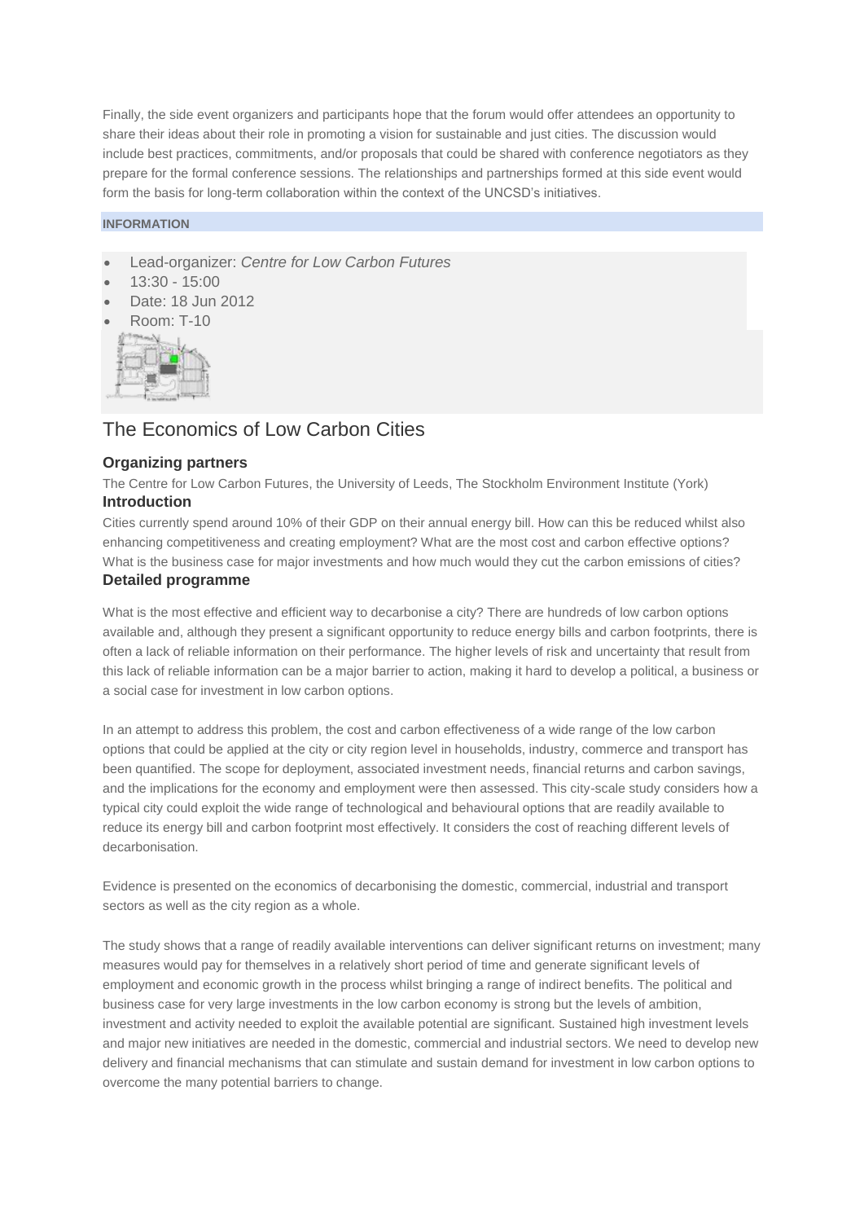Finally, the side event organizers and participants hope that the forum would offer attendees an opportunity to share their ideas about their role in promoting a vision for sustainable and just cities. The discussion would include best practices, commitments, and/or proposals that could be shared with conference negotiators as they prepare for the formal conference sessions. The relationships and partnerships formed at this side event would form the basis for long-term collaboration within the context of the UNCSD's initiatives.

**INFORMATION**

- Lead-organizer: *Centre for Low Carbon Futures*
- 13:30 - 15:00
- Date: 18 Jun 2012
- Room: T-10

## The Economics of Low Carbon Cities

### Organizing partners

The Centre for Low Carbon Futures, the University of Leeds, The Stockholm Environment Institute (York)

### Introduction

Cities currently spend around 10% of their GDP on their annual energy bill. How can this be reduced whilst also enhancing competitiveness and creating employment? What are the most cost and carbon effective options? What is the business case for major investments and how much would they cut the carbon emissions of cities?

### Detailed programme

What is the most effective and efficient way to decarbonise a city? There are hundreds of low carbon options available and, although they present a significant opportunity to reduce energy bills and carbon footprints, there is often a lack of reliable information on their performance. The higher levels of risk and uncertainty that result from this lack of reliable information can be a major barrier to action, making it hard to develop a political, a business or a social case for investment in low carbon options.

In an attempt to address this problem, the cost and carbon effectiveness of a wide range of the low carbon options that could be applied at the city or city region level in households, industry, commerce and transport has been quantified. The scope for deployment, associated investment needs, financial returns and carbon savings, and the implications for the economy and employment were then assessed. This city-scale study considers how a typical city could exploit the wide range of technological and behavioural options that are readily available to reduce its energy bill and carbon footprint most effectively. It considers the cost of reaching different levels of decarbonisation.

Evidence is presented on the economics of decarbonising the domestic, commercial, industrial and transport sectors as well as the city region as a whole.

The study shows that a range of readily available interventions can deliver significant returns on investment; many measures would pay for themselves in a relatively short period of time and generate significant levels of employment and economic growth in the process whilst bringing a range of indirect benefits. The political and business case for very large investments in the low carbon economy is strong but the levels of ambition, investment and activity needed to exploit the available potential are significant. Sustained high investment levels and major new initiatives are needed in the domestic, commercial and industrial sectors. We need to develop new delivery and financial mechanisms that can stimulate and sustain demand for investment in low carbon options to overcome the many potential barriers to change.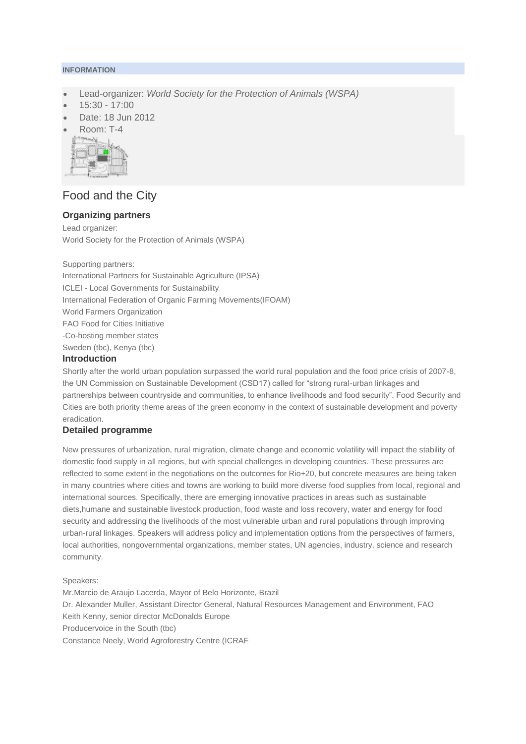**INFORMATION**

- Lead-organizer: *World Society for the Protection of Animals (WSPA)*
- 15:30 - 17:00
- Date: 18 Jun 2012
- Room: T-4

# Food and the City

### Organizing partners

Lead organizer:
World Society for the Protection of Animals (WSPA)

Supporting partners:
International Partners for Sustainable Agriculture (IPSA)
ICLEI - Local Governments for Sustainability
International Federation of Organic Farming Movements(IFOAM)
World Farmers Organization
FAO Food for Cities Initiative
-Co-hosting member states
Sweden (tbc), Kenya (tbc)

### Introduction

Shortly after the world urban population surpassed the world rural population and the food price crisis of 2007-8, the UN Commission on Sustainable Development (CSD17) called for "strong rural-urban linkages and partnerships between countryside and communities, to enhance livelihoods and food security". Food Security and Cities are both priority theme areas of the green economy in the context of sustainable development and poverty eradication.

### Detailed programme

New pressures of urbanization, rural migration, climate change and economic volatility will impact the stability of domestic food supply in all regions, but with special challenges in developing countries. These pressures are reflected to some extent in the negotiations on the outcomes for Rio+20, but concrete measures are being taken in many countries where cities and towns are working to build more diverse food supplies from local, regional and international sources. Specifically, there are emerging innovative practices in areas such as sustainable diets,humane and sustainable livestock production, food waste and loss recovery, water and energy for food security and addressing the livelihoods of the most vulnerable urban and rural populations through improving urban-rural linkages. Speakers will address policy and implementation options from the perspectives of farmers, local authorities, nongovernmental organizations, member states, UN agencies, industry, science and research community.

Speakers:
Mr.Marcio de Araujo Lacerda, Mayor of Belo Horizonte, Brazil
Dr. Alexander Muller, Assistant Director General, Natural Resources Management and Environment, FAO
Keith Kenny, senior director McDonalds Europe
Producervoice in the South (tbc)
Constance Neely, World Agroforestry Centre (ICRAF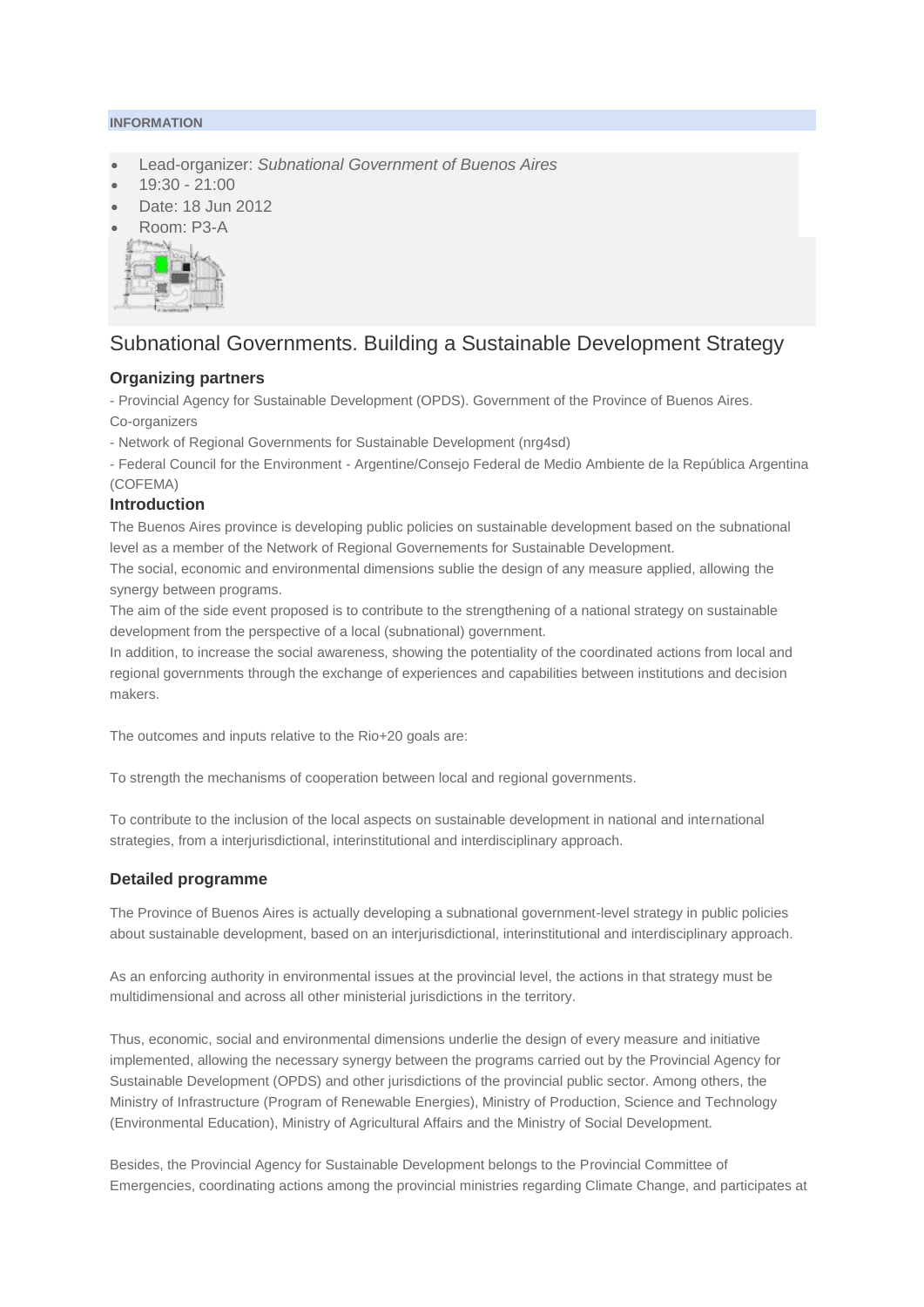**INFORMATION**

- Lead-organizer: *Subnational Government of Buenos Aires*
- 19:30 - 21:00
- Date: 18 Jun 2012
- Room: P3-A

# Subnational Governments. Building a Sustainable Development Strategy

### Organizing partners

- Provincial Agency for Sustainable Development (OPDS). Government of the Province of Buenos Aires.
Co-organizers

- Network of Regional Governments for Sustainable Development (nrg4sd)

- Federal Council for the Environment - Argentine/Consejo Federal de Medio Ambiente de la República Argentina (COFEMA)

### Introduction

The Buenos Aires province is developing public policies on sustainable development based on the subnational level as a member of the Network of Regional Governements for Sustainable Development.

The social, economic and environmental dimensions sublie the design of any measure applied, allowing the synergy between programs.

The aim of the side event proposed is to contribute to the strengthening of a national strategy on sustainable development from the perspective of a local (subnational) government.

In addition, to increase the social awareness, showing the potentiality of the coordinated actions from local and regional governments through the exchange of experiences and capabilities between institutions and decision makers.

The outcomes and inputs relative to the Rio+20 goals are:

To strength the mechanisms of cooperation between local and regional governments.

To contribute to the inclusion of the local aspects on sustainable development in national and international strategies, from a interjurisdictional, interinstitutional and interdisciplinary approach.

### Detailed programme

The Province of Buenos Aires is actually developing a subnational government-level strategy in public policies about sustainable development, based on an interjurisdictional, interinstitutional and interdisciplinary approach.

As an enforcing authority in environmental issues at the provincial level, the actions in that strategy must be multidimensional and across all other ministerial jurisdictions in the territory.

Thus, economic, social and environmental dimensions underlie the design of every measure and initiative implemented, allowing the necessary synergy between the programs carried out by the Provincial Agency for Sustainable Development (OPDS) and other jurisdictions of the provincial public sector. Among others, the Ministry of Infrastructure (Program of Renewable Energies), Ministry of Production, Science and Technology (Environmental Education), Ministry of Agricultural Affairs and the Ministry of Social Development.

Besides, the Provincial Agency for Sustainable Development belongs to the Provincial Committee of Emergencies, coordinating actions among the provincial ministries regarding Climate Change, and participates at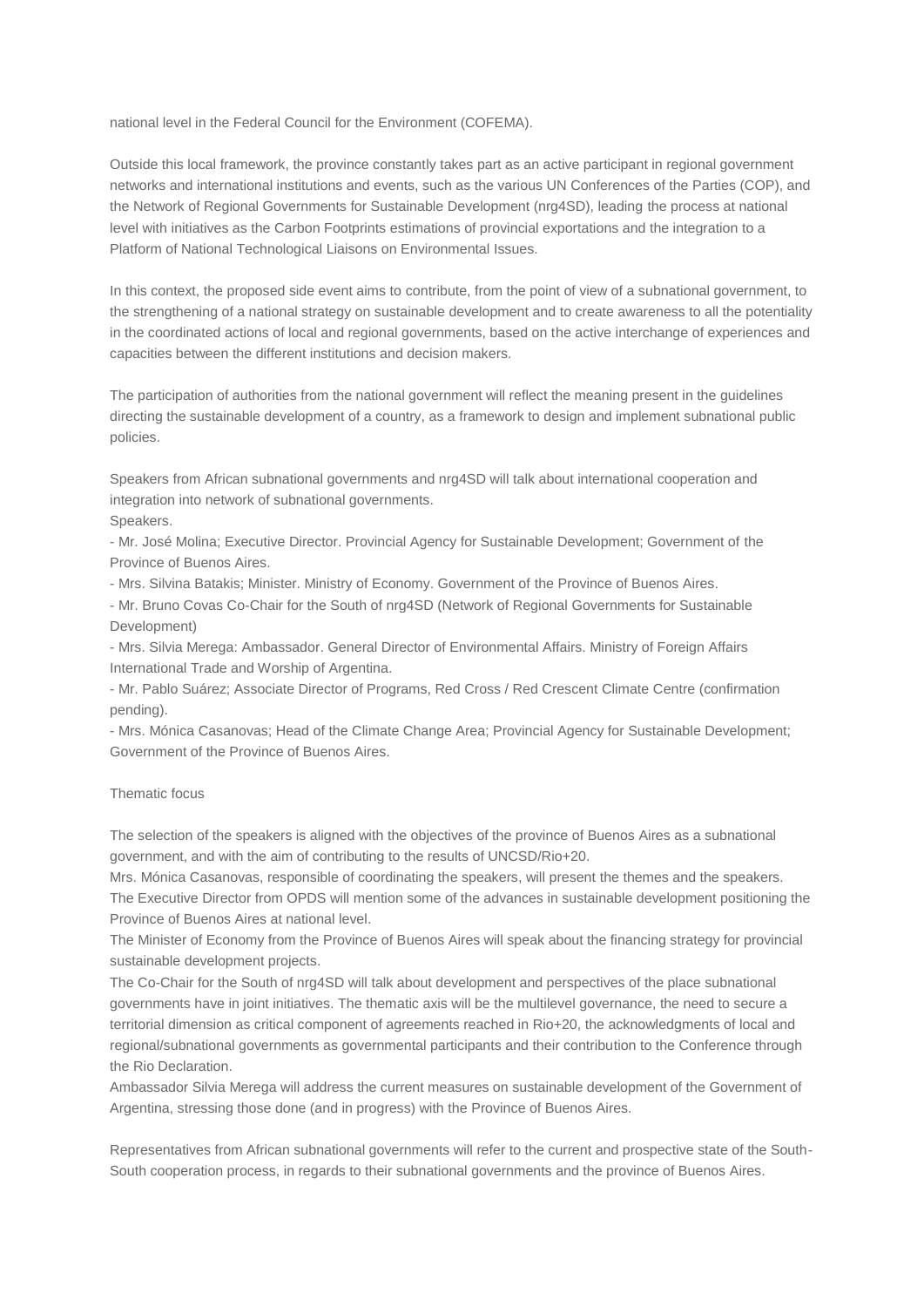national level in the Federal Council for the Environment (COFEMA).

Outside this local framework, the province constantly takes part as an active participant in regional government networks and international institutions and events, such as the various UN Conferences of the Parties (COP), and the Network of Regional Governments for Sustainable Development (nrg4SD), leading the process at national level with initiatives as the Carbon Footprints estimations of provincial exportations and the integration to a Platform of National Technological Liaisons on Environmental Issues.

In this context, the proposed side event aims to contribute, from the point of view of a subnational government, to the strengthening of a national strategy on sustainable development and to create awareness to all the potentiality in the coordinated actions of local and regional governments, based on the active interchange of experiences and capacities between the different institutions and decision makers.

The participation of authorities from the national government will reflect the meaning present in the guidelines directing the sustainable development of a country, as a framework to design and implement subnational public policies.

Speakers from African subnational governments and nrg4SD will talk about international cooperation and integration into network of subnational governments.

Speakers.

- Mr. José Molina; Executive Director. Provincial Agency for Sustainable Development; Government of the Province of Buenos Aires.
- Mrs. Silvina Batakis; Minister. Ministry of Economy. Government of the Province of Buenos Aires.
- Mr. Bruno Covas Co-Chair for the South of nrg4SD (Network of Regional Governments for Sustainable Development)
- Mrs. Silvia Merega: Ambassador. General Director of Environmental Affairs. Ministry of Foreign Affairs International Trade and Worship of Argentina.
- Mr. Pablo Suárez; Associate Director of Programs, Red Cross / Red Crescent Climate Centre (confirmation pending).
- Mrs. Mónica Casanovas; Head of the Climate Change Area; Provincial Agency for Sustainable Development; Government of the Province of Buenos Aires.

Thematic focus

The selection of the speakers is aligned with the objectives of the province of Buenos Aires as a subnational government, and with the aim of contributing to the results of UNCSD/Rio+20.

Mrs. Mónica Casanovas, responsible of coordinating the speakers, will present the themes and the speakers.

The Executive Director from OPDS will mention some of the advances in sustainable development positioning the Province of Buenos Aires at national level.

The Minister of Economy from the Province of Buenos Aires will speak about the financing strategy for provincial sustainable development projects.

The Co-Chair for the South of nrg4SD will talk about development and perspectives of the place subnational governments have in joint initiatives. The thematic axis will be the multilevel governance, the need to secure a territorial dimension as critical component of agreements reached in Rio+20, the acknowledgments of local and regional/subnational governments as governmental participants and their contribution to the Conference through the Rio Declaration.

Ambassador Silvia Merega will address the current measures on sustainable development of the Government of Argentina, stressing those done (and in progress) with the Province of Buenos Aires.

Representatives from African subnational governments will refer to the current and prospective state of the South-South cooperation process, in regards to their subnational governments and the province of Buenos Aires.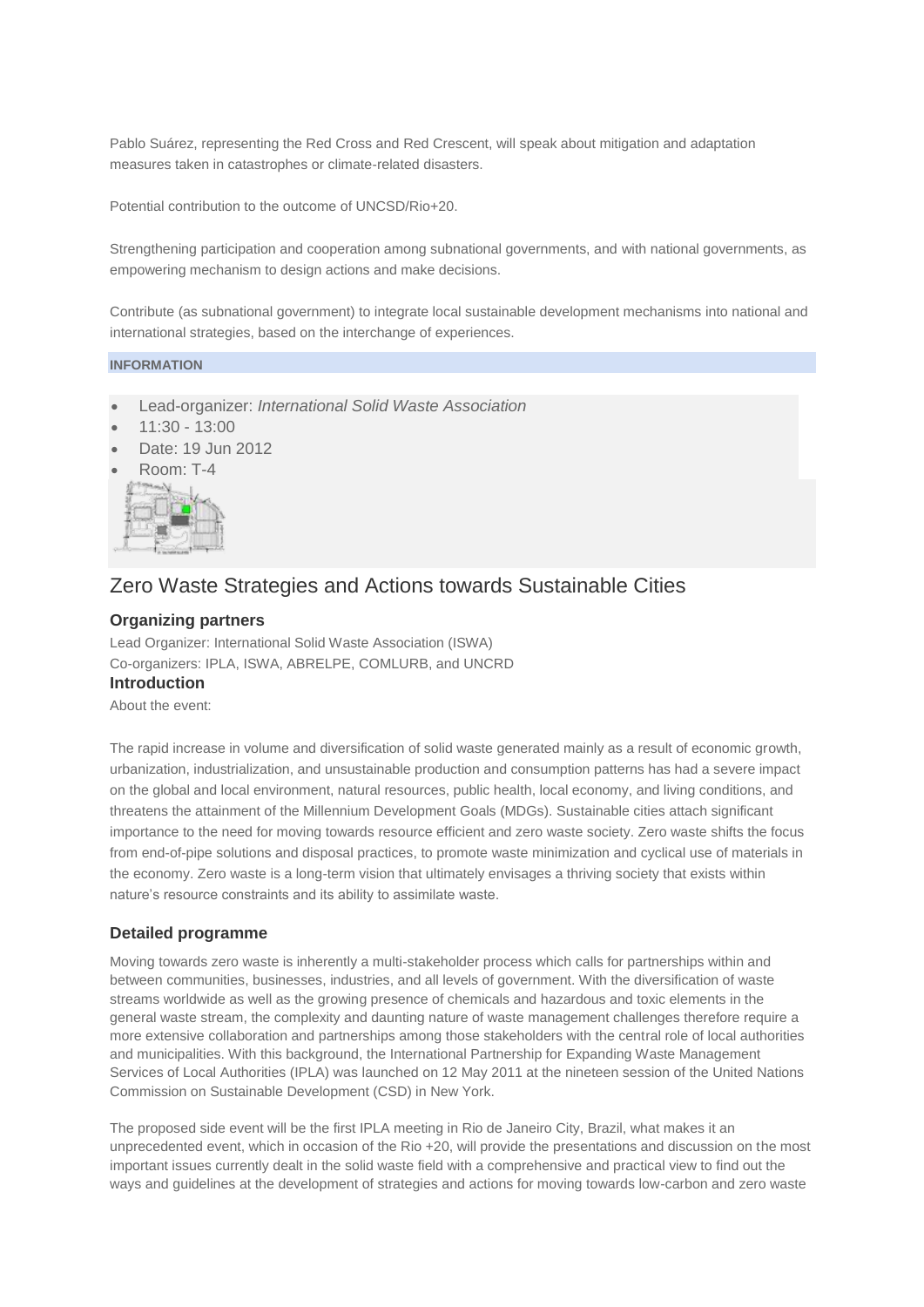Pablo Suárez, representing the Red Cross and Red Crescent, will speak about mitigation and adaptation measures taken in catastrophes or climate-related disasters.

Potential contribution to the outcome of UNCSD/Rio+20.

Strengthening participation and cooperation among subnational governments, and with national governments, as empowering mechanism to design actions and make decisions.

Contribute (as subnational government) to integrate local sustainable development mechanisms into national and international strategies, based on the interchange of experiences.

**INFORMATION**

- Lead-organizer: *International Solid Waste Association*
- 11:30 - 13:00
- Date: 19 Jun 2012
- Room: T-4

## Zero Waste Strategies and Actions towards Sustainable Cities

### Organizing partners

Lead Organizer: International Solid Waste Association (ISWA)
Co-organizers: IPLA, ISWA, ABRELPE, COMLURB, and UNCRD

### Introduction

About the event:

The rapid increase in volume and diversification of solid waste generated mainly as a result of economic growth, urbanization, industrialization, and unsustainable production and consumption patterns has had a severe impact on the global and local environment, natural resources, public health, local economy, and living conditions, and threatens the attainment of the Millennium Development Goals (MDGs). Sustainable cities attach significant importance to the need for moving towards resource efficient and zero waste society. Zero waste shifts the focus from end-of-pipe solutions and disposal practices, to promote waste minimization and cyclical use of materials in the economy. Zero waste is a long-term vision that ultimately envisages a thriving society that exists within nature's resource constraints and its ability to assimilate waste.

### Detailed programme

Moving towards zero waste is inherently a multi-stakeholder process which calls for partnerships within and between communities, businesses, industries, and all levels of government. With the diversification of waste streams worldwide as well as the growing presence of chemicals and hazardous and toxic elements in the general waste stream, the complexity and daunting nature of waste management challenges therefore require a more extensive collaboration and partnerships among those stakeholders with the central role of local authorities and municipalities. With this background, the International Partnership for Expanding Waste Management Services of Local Authorities (IPLA) was launched on 12 May 2011 at the nineteen session of the United Nations Commission on Sustainable Development (CSD) in New York.

The proposed side event will be the first IPLA meeting in Rio de Janeiro City, Brazil, what makes it an unprecedented event, which in occasion of the Rio +20, will provide the presentations and discussion on the most important issues currently dealt in the solid waste field with a comprehensive and practical view to find out the ways and guidelines at the development of strategies and actions for moving towards low-carbon and zero waste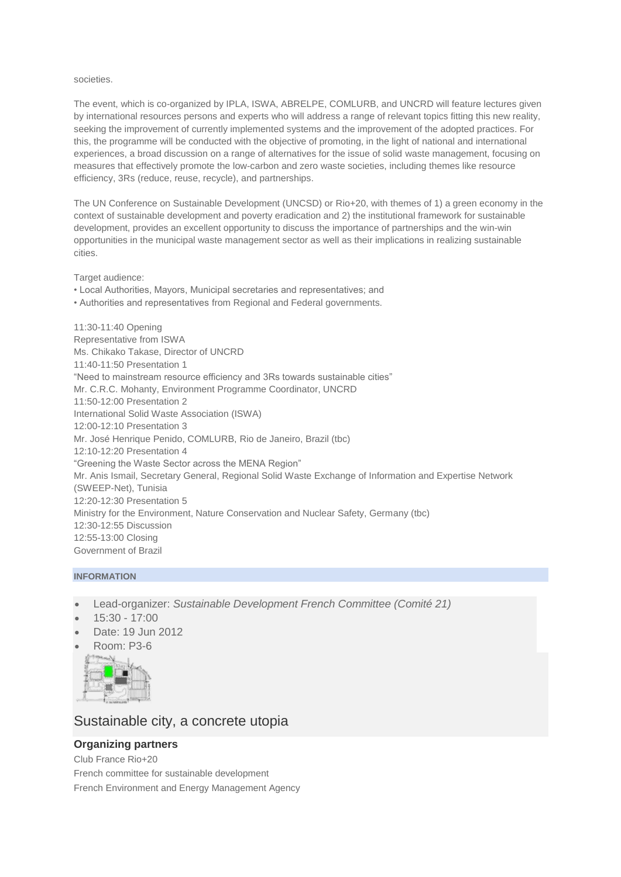societies.

The event, which is co-organized by IPLA, ISWA, ABRELPE, COMLURB, and UNCRD will feature lectures given by international resources persons and experts who will address a range of relevant topics fitting this new reality, seeking the improvement of currently implemented systems and the improvement of the adopted practices. For this, the programme will be conducted with the objective of promoting, in the light of national and international experiences, a broad discussion on a range of alternatives for the issue of solid waste management, focusing on measures that effectively promote the low-carbon and zero waste societies, including themes like resource efficiency, 3Rs (reduce, reuse, recycle), and partnerships.

The UN Conference on Sustainable Development (UNCSD) or Rio+20, with themes of 1) a green economy in the context of sustainable development and poverty eradication and 2) the institutional framework for sustainable development, provides an excellent opportunity to discuss the importance of partnerships and the win-win opportunities in the municipal waste management sector as well as their implications in realizing sustainable cities.

Target audience:
• Local Authorities, Mayors, Municipal secretaries and representatives; and
• Authorities and representatives from Regional and Federal governments.

11:30-11:40 Opening
Representative from ISWA
Ms. Chikako Takase, Director of UNCRD
11:40-11:50 Presentation 1
"Need to mainstream resource efficiency and 3Rs towards sustainable cities"
Mr. C.R.C. Mohanty, Environment Programme Coordinator, UNCRD
11:50-12:00 Presentation 2
International Solid Waste Association (ISWA)
12:00-12:10 Presentation 3
Mr. José Henrique Penido, COMLURB, Rio de Janeiro, Brazil (tbc)
12:10-12:20 Presentation 4
"Greening the Waste Sector across the MENA Region"
Mr. Anis Ismail, Secretary General, Regional Solid Waste Exchange of Information and Expertise Network (SWEEP-Net), Tunisia
12:20-12:30 Presentation 5
Ministry for the Environment, Nature Conservation and Nuclear Safety, Germany (tbc)
12:30-12:55 Discussion
12:55-13:00 Closing
Government of Brazil

**INFORMATION**

- Lead-organizer: *Sustainable Development French Committee (Comité 21)*
- 15:30 - 17:00
- Date: 19 Jun 2012
- Room: P3-6

## Sustainable city, a concrete utopia

### Organizing partners

Club France Rio+20
French committee for sustainable development
French Environment and Energy Management Agency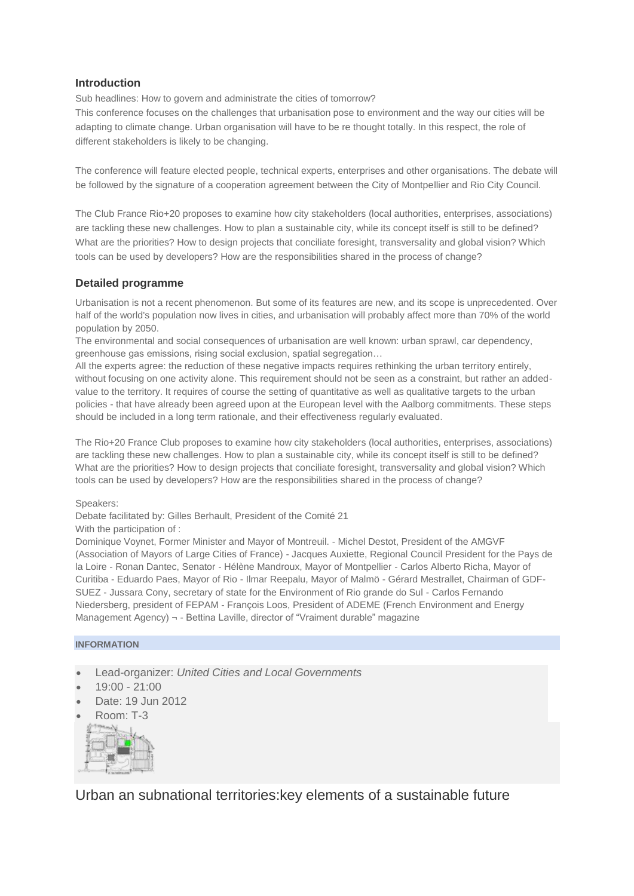### Introduction

Sub headlines: How to govern and administrate the cities of tomorrow?
This conference focuses on the challenges that urbanisation pose to environment and the way our cities will be adapting to climate change. Urban organisation will have to be re thought totally. In this respect, the role of different stakeholders is likely to be changing.

The conference will feature elected people, technical experts, enterprises and other organisations. The debate will be followed by the signature of a cooperation agreement between the City of Montpellier and Rio City Council.

The Club France Rio+20 proposes to examine how city stakeholders (local authorities, enterprises, associations) are tackling these new challenges. How to plan a sustainable city, while its concept itself is still to be defined? What are the priorities? How to design projects that conciliate foresight, transversality and global vision? Which tools can be used by developers? How are the responsibilities shared in the process of change?

### Detailed programme

Urbanisation is not a recent phenomenon. But some of its features are new, and its scope is unprecedented. Over half of the world's population now lives in cities, and urbanisation will probably affect more than 70% of the world population by 2050.
The environmental and social consequences of urbanisation are well known: urban sprawl, car dependency, greenhouse gas emissions, rising social exclusion, spatial segregation…
All the experts agree: the reduction of these negative impacts requires rethinking the urban territory entirely, without focusing on one activity alone. This requirement should not be seen as a constraint, but rather an added-value to the territory. It requires of course the setting of quantitative as well as qualitative targets to the urban policies - that have already been agreed upon at the European level with the Aalborg commitments. These steps should be included in a long term rationale, and their effectiveness regularly evaluated.

The Rio+20 France Club proposes to examine how city stakeholders (local authorities, enterprises, associations) are tackling these new challenges. How to plan a sustainable city, while its concept itself is still to be defined? What are the priorities? How to design projects that conciliate foresight, transversality and global vision? Which tools can be used by developers? How are the responsibilities shared in the process of change?

Speakers:
Debate facilitated by: Gilles Berhault, President of the Comité 21
With the participation of :
Dominique Voynet, Former Minister and Mayor of Montreuil. - Michel Destot, President of the AMGVF (Association of Mayors of Large Cities of France) - Jacques Auxiette, Regional Council President for the Pays de la Loire - Ronan Dantec, Senator - Hélène Mandroux, Mayor of Montpellier - Carlos Alberto Richa, Mayor of Curitiba - Eduardo Paes, Mayor of Rio - Ilmar Reepalu, Mayor of Malmö - Gérard Mestrallet, Chairman of GDF-SUEZ - Jussara Cony, secretary of state for the Environment of Rio grande do Sul - Carlos Fernando Niedersberg, president of FEPAM - François Loos, President of ADEME (French Environment and Energy Management Agency) ¬ - Bettina Laville, director of "Vraiment durable" magazine

**INFORMATION**

- Lead-organizer: *United Cities and Local Governments*
- 19:00 - 21:00
- Date: 19 Jun 2012
- Room: T-3

## Urban an subnational territories:key elements of a sustainable future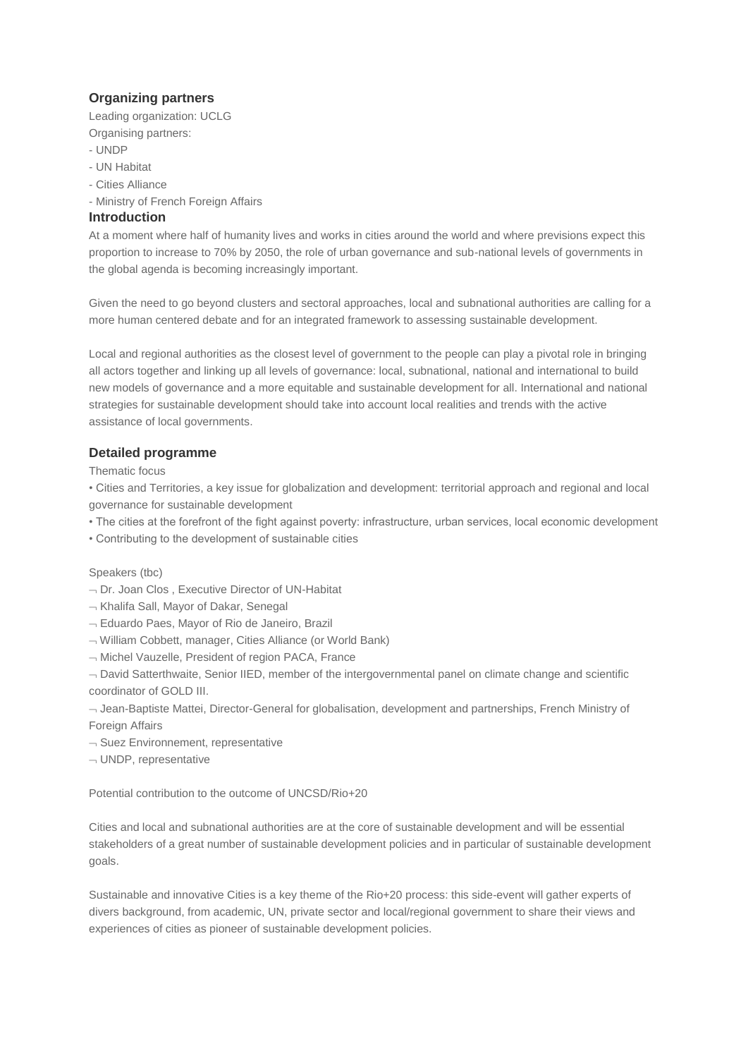## Organizing partners

Leading organization: UCLG

Organising partners:

- UNDP
- UN Habitat
- Cities Alliance
- Ministry of French Foreign Affairs

## Introduction

At a moment where half of humanity lives and works in cities around the world and where previsions expect this proportion to increase to 70% by 2050, the role of urban governance and sub-national levels of governments in the global agenda is becoming increasingly important.

Given the need to go beyond clusters and sectoral approaches, local and subnational authorities are calling for a more human centered debate and for an integrated framework to assessing sustainable development.

Local and regional authorities as the closest level of government to the people can play a pivotal role in bringing all actors together and linking up all levels of governance: local, subnational, national and international to build new models of governance and a more equitable and sustainable development for all. International and national strategies for sustainable development should take into account local realities and trends with the active assistance of local governments.

## Detailed programme

Thematic focus

- Cities and Territories, a key issue for globalization and development: territorial approach and regional and local governance for sustainable development
- The cities at the forefront of the fight against poverty: infrastructure, urban services, local economic development
- Contributing to the development of sustainable cities

Speakers (tbc)

- Dr. Joan Clos , Executive Director of UN-Habitat
- Khalifa Sall, Mayor of Dakar, Senegal
- Eduardo Paes, Mayor of Rio de Janeiro, Brazil
- William Cobbett, manager, Cities Alliance (or World Bank)
- Michel Vauzelle, President of region PACA, France
- David Satterthwaite, Senior IIED, member of the intergovernmental panel on climate change and scientific coordinator of GOLD III.
- Jean-Baptiste Mattei, Director-General for globalisation, development and partnerships, French Ministry of Foreign Affairs
- Suez Environnement, representative
- UNDP, representative

Potential contribution to the outcome of UNCSD/Rio+20

Cities and local and subnational authorities are at the core of sustainable development and will be essential stakeholders of a great number of sustainable development policies and in particular of sustainable development goals.

Sustainable and innovative Cities is a key theme of the Rio+20 process: this side-event will gather experts of divers background, from academic, UN, private sector and local/regional government to share their views and experiences of cities as pioneer of sustainable development policies.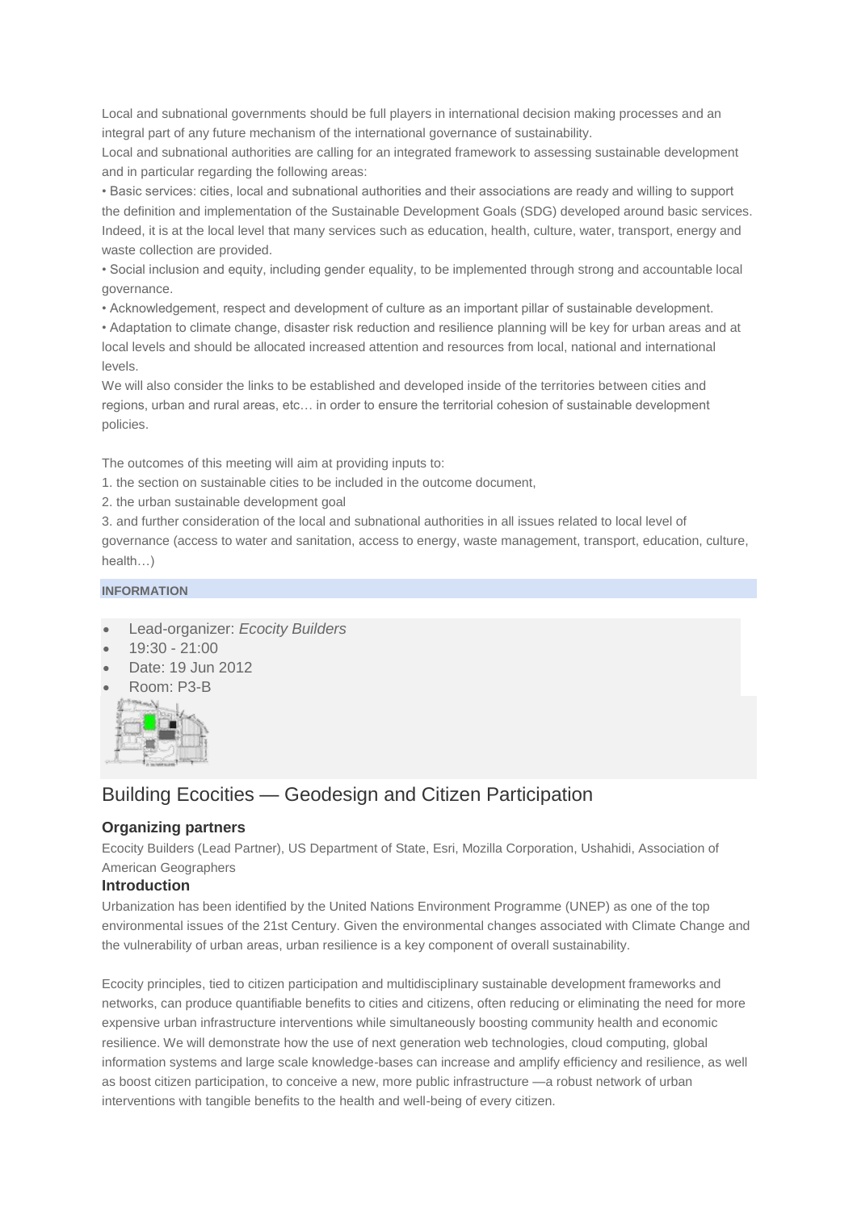Local and subnational governments should be full players in international decision making processes and an integral part of any future mechanism of the international governance of sustainability.

Local and subnational authorities are calling for an integrated framework to assessing sustainable development and in particular regarding the following areas:

• Basic services: cities, local and subnational authorities and their associations are ready and willing to support the definition and implementation of the Sustainable Development Goals (SDG) developed around basic services. Indeed, it is at the local level that many services such as education, health, culture, water, transport, energy and waste collection are provided.

• Social inclusion and equity, including gender equality, to be implemented through strong and accountable local governance.

• Acknowledgement, respect and development of culture as an important pillar of sustainable development.

• Adaptation to climate change, disaster risk reduction and resilience planning will be key for urban areas and at local levels and should be allocated increased attention and resources from local, national and international levels.

We will also consider the links to be established and developed inside of the territories between cities and regions, urban and rural areas, etc… in order to ensure the territorial cohesion of sustainable development policies.

The outcomes of this meeting will aim at providing inputs to:

1. the section on sustainable cities to be included in the outcome document,
2. the urban sustainable development goal
3. and further consideration of the local and subnational authorities in all issues related to local level of governance (access to water and sanitation, access to energy, waste management, transport, education, culture, health…)

**INFORMATION**

- Lead-organizer: *Ecocity Builders*
- 19:30 - 21:00
- Date: 19 Jun 2012
- Room: P3-B

## Building Ecocities — Geodesign and Citizen Participation

### Organizing partners

Ecocity Builders (Lead Partner), US Department of State, Esri, Mozilla Corporation, Ushahidi, Association of American Geographers

### Introduction

Urbanization has been identified by the United Nations Environment Programme (UNEP) as one of the top environmental issues of the 21st Century. Given the environmental changes associated with Climate Change and the vulnerability of urban areas, urban resilience is a key component of overall sustainability.

Ecocity principles, tied to citizen participation and multidisciplinary sustainable development frameworks and networks, can produce quantifiable benefits to cities and citizens, often reducing or eliminating the need for more expensive urban infrastructure interventions while simultaneously boosting community health and economic resilience. We will demonstrate how the use of next generation web technologies, cloud computing, global information systems and large scale knowledge-bases can increase and amplify efficiency and resilience, as well as boost citizen participation, to conceive a new, more public infrastructure —a robust network of urban interventions with tangible benefits to the health and well-being of every citizen.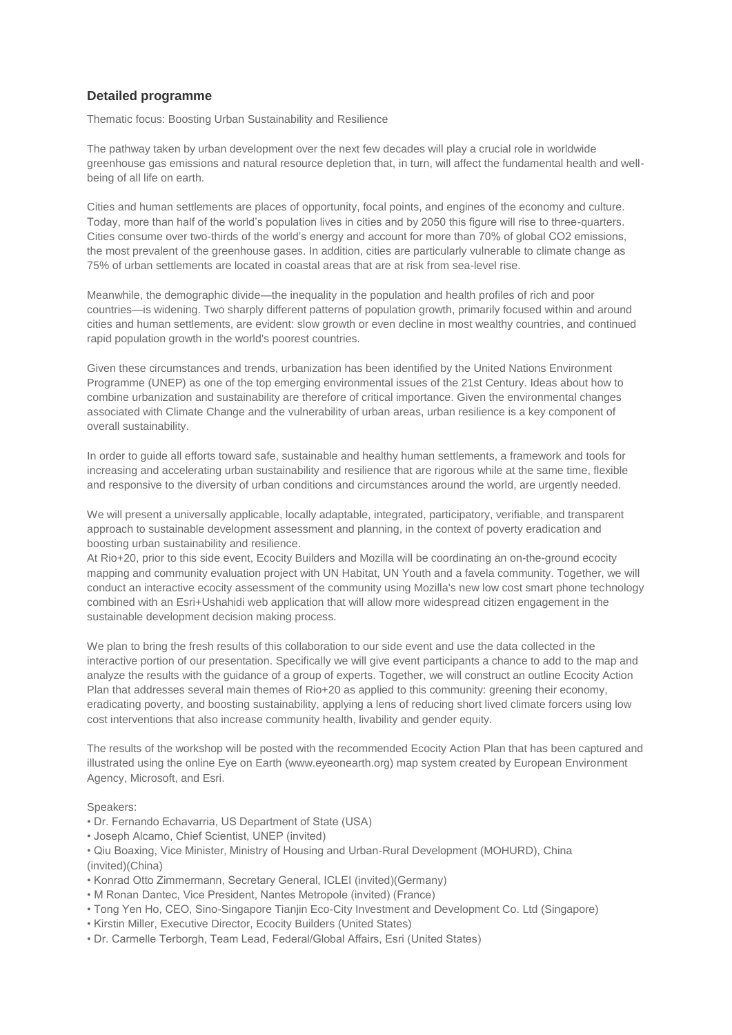## Detailed programme

Thematic focus: Boosting Urban Sustainability and Resilience

The pathway taken by urban development over the next few decades will play a crucial role in worldwide greenhouse gas emissions and natural resource depletion that, in turn, will affect the fundamental health and well-being of all life on earth.

Cities and human settlements are places of opportunity, focal points, and engines of the economy and culture. Today, more than half of the world's population lives in cities and by 2050 this figure will rise to three-quarters. Cities consume over two-thirds of the world's energy and account for more than 70% of global $CO_2$ emissions, the most prevalent of the greenhouse gases. In addition, cities are particularly vulnerable to climate change as 75% of urban settlements are located in coastal areas that are at risk from sea-level rise.

Meanwhile, the demographic divide—the inequality in the population and health profiles of rich and poor countries—is widening. Two sharply different patterns of population growth, primarily focused within and around cities and human settlements, are evident: slow growth or even decline in most wealthy countries, and continued rapid population growth in the world's poorest countries.

Given these circumstances and trends, urbanization has been identified by the United Nations Environment Programme (UNEP) as one of the top emerging environmental issues of the 21st Century. Ideas about how to combine urbanization and sustainability are therefore of critical importance. Given the environmental changes associated with Climate Change and the vulnerability of urban areas, urban resilience is a key component of overall sustainability.

In order to guide all efforts toward safe, sustainable and healthy human settlements, a framework and tools for increasing and accelerating urban sustainability and resilience that are rigorous while at the same time, flexible and responsive to the diversity of urban conditions and circumstances around the world, are urgently needed.

We will present a universally applicable, locally adaptable, integrated, participatory, verifiable, and transparent approach to sustainable development assessment and planning, in the context of poverty eradication and boosting urban sustainability and resilience.
At Rio+20, prior to this side event, Ecocity Builders and Mozilla will be coordinating an on-the-ground ecocity mapping and community evaluation project with UN Habitat, UN Youth and a favela community. Together, we will conduct an interactive ecocity assessment of the community using Mozilla's new low cost smart phone technology combined with an Esri+Ushahidi web application that will allow more widespread citizen engagement in the sustainable development decision making process.

We plan to bring the fresh results of this collaboration to our side event and use the data collected in the interactive portion of our presentation. Specifically we will give event participants a chance to add to the map and analyze the results with the guidance of a group of experts. Together, we will construct an outline Ecocity Action Plan that addresses several main themes of Rio+20 as applied to this community: greening their economy, eradicating poverty, and boosting sustainability, applying a lens of reducing short lived climate forcers using low cost interventions that also increase community health, livability and gender equity.

The results of the workshop will be posted with the recommended Ecocity Action Plan that has been captured and illustrated using the online Eye on Earth (www.eyeonearth.org) map system created by European Environment Agency, Microsoft, and Esri.

Speakers:

- Dr. Fernando Echavarria, US Department of State (USA)
- Joseph Alcamo, Chief Scientist, UNEP (invited)
- Qiu Boaxing, Vice Minister, Ministry of Housing and Urban-Rural Development (MOHURD), China (invited)(China)
- Konrad Otto Zimmermann, Secretary General, ICLEI (invited)(Germany)
- M Ronan Dantec, Vice President, Nantes Metropole (invited) (France)
- Tong Yen Ho, CEO, Sino-Singapore Tianjin Eco-City Investment and Development Co. Ltd (Singapore)
- Kirstin Miller, Executive Director, Ecocity Builders (United States)
- Dr. Carmelle Terborgh, Team Lead, Federal/Global Affairs, Esri (United States)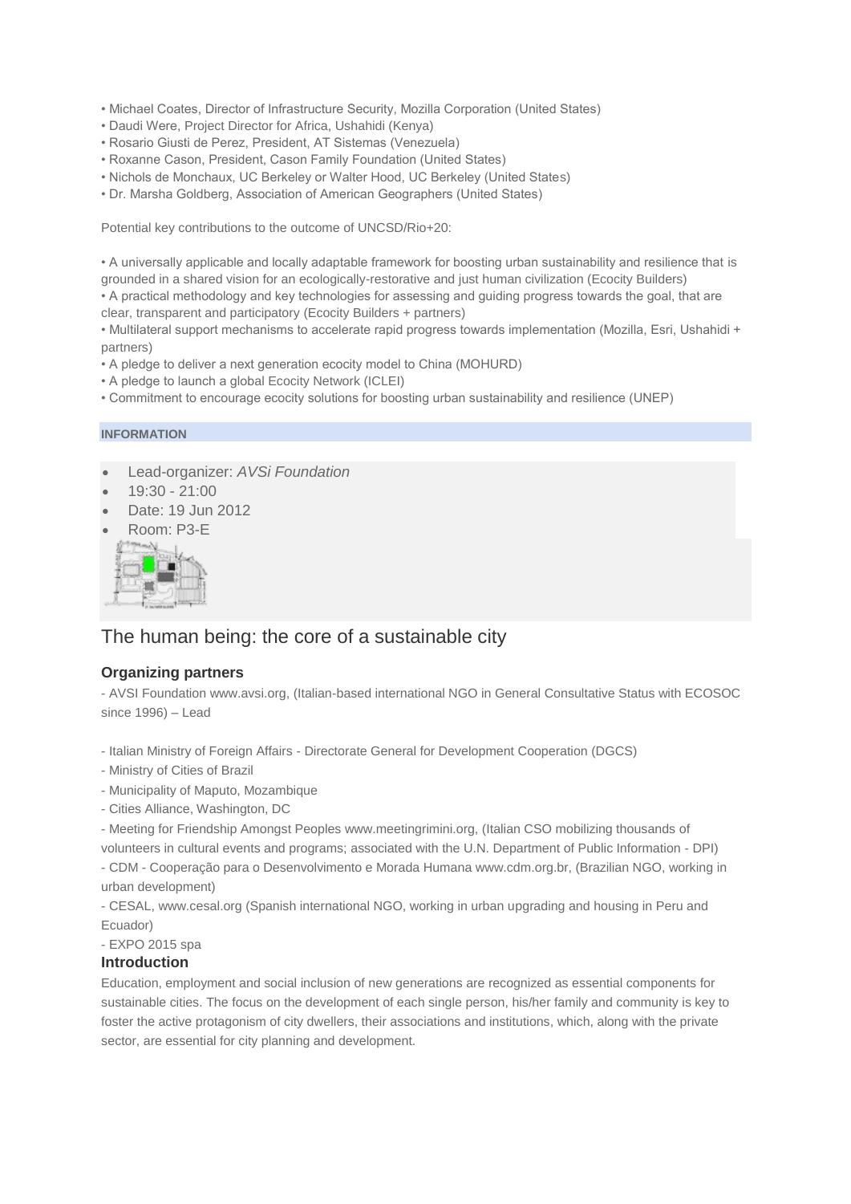- Michael Coates, Director of Infrastructure Security, Mozilla Corporation (United States)
- Daudi Were, Project Director for Africa, Ushahidi (Kenya)
- Rosario Giusti de Perez, President, AT Sistemas (Venezuela)
- Roxanne Cason, President, Cason Family Foundation (United States)
- Nichols de Monchaux, UC Berkeley or Walter Hood, UC Berkeley (United States)
- Dr. Marsha Goldberg, Association of American Geographers (United States)

Potential key contributions to the outcome of UNCSD/Rio+20:

- A universally applicable and locally adaptable framework for boosting urban sustainability and resilience that is grounded in a shared vision for an ecologically-restorative and just human civilization (Ecocity Builders)
- A practical methodology and key technologies for assessing and guiding progress towards the goal, that are clear, transparent and participatory (Ecocity Builders + partners)
- Multilateral support mechanisms to accelerate rapid progress towards implementation (Mozilla, Esri, Ushahidi + partners)
- A pledge to deliver a next generation ecocity model to China (MOHURD)
- A pledge to launch a global Ecocity Network (ICLEI)
- Commitment to encourage ecocity solutions for boosting urban sustainability and resilience (UNEP)

**INFORMATION**

- Lead-organizer: *AVSi Foundation*
- 19:30 - 21:00
- Date: 19 Jun 2012
- Room: P3-E

## The human being: the core of a sustainable city

### Organizing partners

- AVSI Foundation www.avsi.org, (Italian-based international NGO in General Consultative Status with ECOSOC since 1996) – Lead

- Italian Ministry of Foreign Affairs - Directorate General for Development Cooperation (DGCS)
- Ministry of Cities of Brazil
- Municipality of Maputo, Mozambique
- Cities Alliance, Washington, DC
- Meeting for Friendship Amongst Peoples www.meetingrimini.org, (Italian CSO mobilizing thousands of volunteers in cultural events and programs; associated with the U.N. Department of Public Information - DPI)
- CDM - Cooperação para o Desenvolvimento e Morada Humana www.cdm.org.br, (Brazilian NGO, working in urban development)
- CESAL, www.cesal.org (Spanish international NGO, working in urban upgrading and housing in Peru and Ecuador)
- EXPO 2015 spa

### Introduction

Education, employment and social inclusion of new generations are recognized as essential components for sustainable cities. The focus on the development of each single person, his/her family and community is key to foster the active protagonism of city dwellers, their associations and institutions, which, along with the private sector, are essential for city planning and development.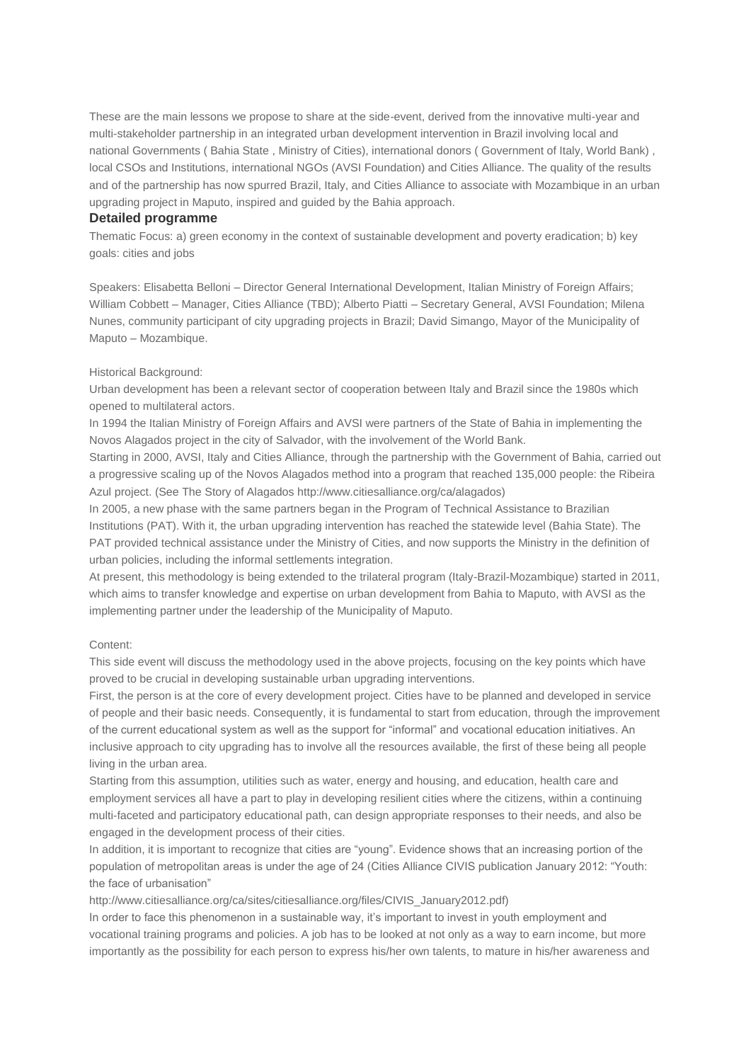These are the main lessons we propose to share at the side-event, derived from the innovative multi-year and multi-stakeholder partnership in an integrated urban development intervention in Brazil involving local and national Governments ( Bahia State , Ministry of Cities), international donors ( Government of Italy, World Bank) , local CSOs and Institutions, international NGOs (AVSI Foundation) and Cities Alliance. The quality of the results and of the partnership has now spurred Brazil, Italy, and Cities Alliance to associate with Mozambique in an urban upgrading project in Maputo, inspired and guided by the Bahia approach.

## Detailed programme

Thematic Focus: a) green economy in the context of sustainable development and poverty eradication; b) key goals: cities and jobs

Speakers: Elisabetta Belloni – Director General International Development, Italian Ministry of Foreign Affairs; William Cobbett – Manager, Cities Alliance (TBD); Alberto Piatti – Secretary General, AVSI Foundation; Milena Nunes, community participant of city upgrading projects in Brazil; David Simango, Mayor of the Municipality of Maputo – Mozambique.

Historical Background:

Urban development has been a relevant sector of cooperation between Italy and Brazil since the 1980s which opened to multilateral actors.

In 1994 the Italian Ministry of Foreign Affairs and AVSI were partners of the State of Bahia in implementing the Novos Alagados project in the city of Salvador, with the involvement of the World Bank.

Starting in 2000, AVSI, Italy and Cities Alliance, through the partnership with the Government of Bahia, carried out a progressive scaling up of the Novos Alagados method into a program that reached 135,000 people: the Ribeira Azul project. (See The Story of Alagados http://www.citiesalliance.org/ca/alagados)

In 2005, a new phase with the same partners began in the Program of Technical Assistance to Brazilian Institutions (PAT). With it, the urban upgrading intervention has reached the statewide level (Bahia State). The PAT provided technical assistance under the Ministry of Cities, and now supports the Ministry in the definition of urban policies, including the informal settlements integration.

At present, this methodology is being extended to the trilateral program (Italy-Brazil-Mozambique) started in 2011, which aims to transfer knowledge and expertise on urban development from Bahia to Maputo, with AVSI as the implementing partner under the leadership of the Municipality of Maputo.

Content:

This side event will discuss the methodology used in the above projects, focusing on the key points which have proved to be crucial in developing sustainable urban upgrading interventions.

First, the person is at the core of every development project. Cities have to be planned and developed in service of people and their basic needs. Consequently, it is fundamental to start from education, through the improvement of the current educational system as well as the support for "informal" and vocational education initiatives. An inclusive approach to city upgrading has to involve all the resources available, the first of these being all people living in the urban area.

Starting from this assumption, utilities such as water, energy and housing, and education, health care and employment services all have a part to play in developing resilient cities where the citizens, within a continuing multi-faceted and participatory educational path, can design appropriate responses to their needs, and also be engaged in the development process of their cities.

In addition, it is important to recognize that cities are "young". Evidence shows that an increasing portion of the population of metropolitan areas is under the age of 24 (Cities Alliance CIVIS publication January 2012: "Youth: the face of urbanisation"

http://www.citiesalliance.org/ca/sites/citiesalliance.org/files/CIVIS_January2012.pdf)

In order to face this phenomenon in a sustainable way, it's important to invest in youth employment and vocational training programs and policies. A job has to be looked at not only as a way to earn income, but more importantly as the possibility for each person to express his/her own talents, to mature in his/her awareness and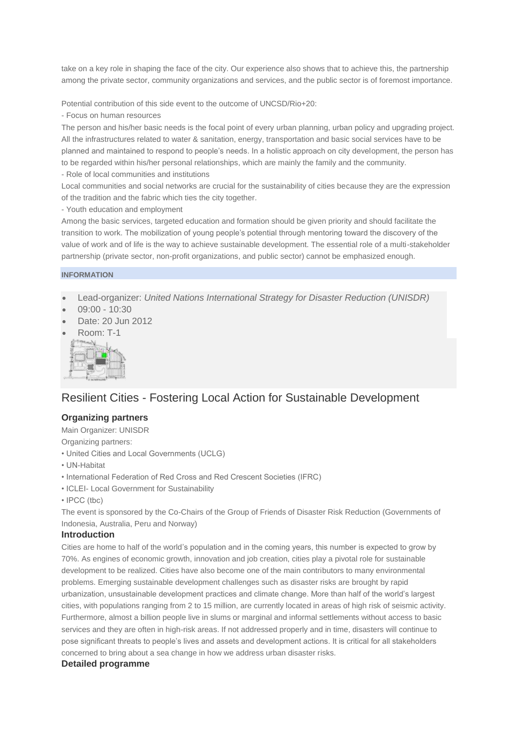take on a key role in shaping the face of the city. Our experience also shows that to achieve this, the partnership among the private sector, community organizations and services, and the public sector is of foremost importance.

Potential contribution of this side event to the outcome of UNCSD/Rio+20:

- Focus on human resources

The person and his/her basic needs is the focal point of every urban planning, urban policy and upgrading project. All the infrastructures related to water & sanitation, energy, transportation and basic social services have to be planned and maintained to respond to people's needs. In a holistic approach on city development, the person has to be regarded within his/her personal relationships, which are mainly the family and the community.

- Role of local communities and institutions

Local communities and social networks are crucial for the sustainability of cities because they are the expression of the tradition and the fabric which ties the city together.

- Youth education and employment

Among the basic services, targeted education and formation should be given priority and should facilitate the transition to work. The mobilization of young people's potential through mentoring toward the discovery of the value of work and of life is the way to achieve sustainable development. The essential role of a multi-stakeholder partnership (private sector, non-profit organizations, and public sector) cannot be emphasized enough.

**INFORMATION**

- Lead-organizer: *United Nations International Strategy for Disaster Reduction (UNISDR)*
- 09:00 - 10:30
- Date: 20 Jun 2012
- Room: T-1

## Resilient Cities - Fostering Local Action for Sustainable Development

### Organizing partners

Main Organizer: UNISDR

Organizing partners:

- United Cities and Local Governments (UCLG)
- UN-Habitat
- International Federation of Red Cross and Red Crescent Societies (IFRC)
- ICLEI- Local Government for Sustainability
- IPCC (tbc)

The event is sponsored by the Co-Chairs of the Group of Friends of Disaster Risk Reduction (Governments of Indonesia, Australia, Peru and Norway)

### Introduction

Cities are home to half of the world's population and in the coming years, this number is expected to grow by 70%. As engines of economic growth, innovation and job creation, cities play a pivotal role for sustainable development to be realized. Cities have also become one of the main contributors to many environmental problems. Emerging sustainable development challenges such as disaster risks are brought by rapid urbanization, unsustainable development practices and climate change. More than half of the world's largest cities, with populations ranging from 2 to 15 million, are currently located in areas of high risk of seismic activity. Furthermore, almost a billion people live in slums or marginal and informal settlements without access to basic services and they are often in high-risk areas. If not addressed properly and in time, disasters will continue to pose significant threats to people's lives and assets and development actions. It is critical for all stakeholders concerned to bring about a sea change in how we address urban disaster risks.

### Detailed programme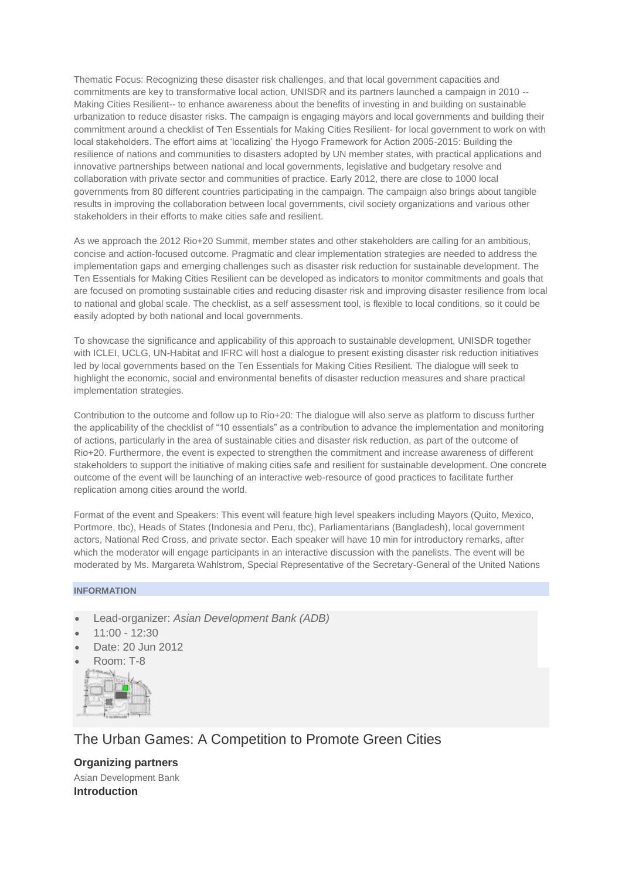Thematic Focus: Recognizing these disaster risk challenges, and that local government capacities and commitments are key to transformative local action, UNISDR and its partners launched a campaign in 2010 -- Making Cities Resilient-- to enhance awareness about the benefits of investing in and building on sustainable urbanization to reduce disaster risks. The campaign is engaging mayors and local governments and building their commitment around a checklist of Ten Essentials for Making Cities Resilient- for local government to work on with local stakeholders. The effort aims at 'localizing' the Hyogo Framework for Action 2005-2015: Building the resilience of nations and communities to disasters adopted by UN member states, with practical applications and innovative partnerships between national and local governments, legislative and budgetary resolve and collaboration with private sector and communities of practice. Early 2012, there are close to 1000 local governments from 80 different countries participating in the campaign. The campaign also brings about tangible results in improving the collaboration between local governments, civil society organizations and various other stakeholders in their efforts to make cities safe and resilient.

As we approach the 2012 Rio+20 Summit, member states and other stakeholders are calling for an ambitious, concise and action-focused outcome. Pragmatic and clear implementation strategies are needed to address the implementation gaps and emerging challenges such as disaster risk reduction for sustainable development. The Ten Essentials for Making Cities Resilient can be developed as indicators to monitor commitments and goals that are focused on promoting sustainable cities and reducing disaster risk and improving disaster resilience from local to national and global scale. The checklist, as a self assessment tool, is flexible to local conditions, so it could be easily adopted by both national and local governments.

To showcase the significance and applicability of this approach to sustainable development, UNISDR together with ICLEI, UCLG, UN-Habitat and IFRC will host a dialogue to present existing disaster risk reduction initiatives led by local governments based on the Ten Essentials for Making Cities Resilient. The dialogue will seek to highlight the economic, social and environmental benefits of disaster reduction measures and share practical implementation strategies.

Contribution to the outcome and follow up to Rio+20: The dialogue will also serve as platform to discuss further the applicability of the checklist of "10 essentials" as a contribution to advance the implementation and monitoring of actions, particularly in the area of sustainable cities and disaster risk reduction, as part of the outcome of Rio+20. Furthermore, the event is expected to strengthen the commitment and increase awareness of different stakeholders to support the initiative of making cities safe and resilient for sustainable development. One concrete outcome of the event will be launching of an interactive web-resource of good practices to facilitate further replication among cities around the world.

Format of the event and Speakers: This event will feature high level speakers including Mayors (Quito, Mexico, Portmore, tbc), Heads of States (Indonesia and Peru, tbc), Parliamentarians (Bangladesh), local government actors, National Red Cross, and private sector. Each speaker will have 10 min for introductory remarks, after which the moderator will engage participants in an interactive discussion with the panelists. The event will be moderated by Ms. Margareta Wahlstrom, Special Representative of the Secretary-General of the United Nations

**INFORMATION**

- Lead-organizer: *Asian Development Bank (ADB)*
- 11:00 - 12:30
- Date: 20 Jun 2012
- Room: T-8

## The Urban Games: A Competition to Promote Green Cities

**Organizing partners**

Asian Development Bank

**Introduction**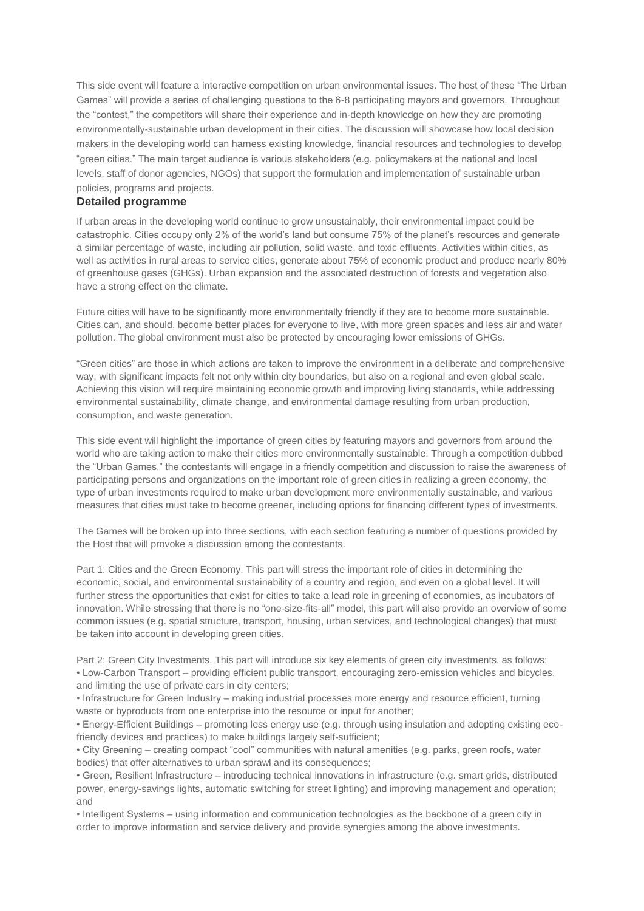This side event will feature a interactive competition on urban environmental issues. The host of these "The Urban Games" will provide a series of challenging questions to the 6-8 participating mayors and governors. Throughout the "contest," the competitors will share their experience and in-depth knowledge on how they are promoting environmentally-sustainable urban development in their cities. The discussion will showcase how local decision makers in the developing world can harness existing knowledge, financial resources and technologies to develop "green cities." The main target audience is various stakeholders (e.g. policymakers at the national and local levels, staff of donor agencies, NGOs) that support the formulation and implementation of sustainable urban policies, programs and projects.

### Detailed programme

If urban areas in the developing world continue to grow unsustainably, their environmental impact could be catastrophic. Cities occupy only 2% of the world's land but consume 75% of the planet's resources and generate a similar percentage of waste, including air pollution, solid waste, and toxic effluents. Activities within cities, as well as activities in rural areas to service cities, generate about 75% of economic product and produce nearly 80% of greenhouse gases (GHGs). Urban expansion and the associated destruction of forests and vegetation also have a strong effect on the climate.

Future cities will have to be significantly more environmentally friendly if they are to become more sustainable. Cities can, and should, become better places for everyone to live, with more green spaces and less air and water pollution. The global environment must also be protected by encouraging lower emissions of GHGs.

"Green cities" are those in which actions are taken to improve the environment in a deliberate and comprehensive way, with significant impacts felt not only within city boundaries, but also on a regional and even global scale. Achieving this vision will require maintaining economic growth and improving living standards, while addressing environmental sustainability, climate change, and environmental damage resulting from urban production, consumption, and waste generation.

This side event will highlight the importance of green cities by featuring mayors and governors from around the world who are taking action to make their cities more environmentally sustainable. Through a competition dubbed the "Urban Games," the contestants will engage in a friendly competition and discussion to raise the awareness of participating persons and organizations on the important role of green cities in realizing a green economy, the type of urban investments required to make urban development more environmentally sustainable, and various measures that cities must take to become greener, including options for financing different types of investments.

The Games will be broken up into three sections, with each section featuring a number of questions provided by the Host that will provoke a discussion among the contestants.

Part 1: Cities and the Green Economy. This part will stress the important role of cities in determining the economic, social, and environmental sustainability of a country and region, and even on a global level. It will further stress the opportunities that exist for cities to take a lead role in greening of economies, as incubators of innovation. While stressing that there is no "one-size-fits-all" model, this part will also provide an overview of some common issues (e.g. spatial structure, transport, housing, urban services, and technological changes) that must be taken into account in developing green cities.

Part 2: Green City Investments. This part will introduce six key elements of green city investments, as follows:

- Low-Carbon Transport – providing efficient public transport, encouraging zero-emission vehicles and bicycles, and limiting the use of private cars in city centers;
- Infrastructure for Green Industry – making industrial processes more energy and resource efficient, turning waste or byproducts from one enterprise into the resource or input for another;
- Energy-Efficient Buildings – promoting less energy use (e.g. through using insulation and adopting existing eco-friendly devices and practices) to make buildings largely self-sufficient;
- City Greening – creating compact "cool" communities with natural amenities (e.g. parks, green roofs, water bodies) that offer alternatives to urban sprawl and its consequences;
- Green, Resilient Infrastructure – introducing technical innovations in infrastructure (e.g. smart grids, distributed power, energy-savings lights, automatic switching for street lighting) and improving management and operation; and
- Intelligent Systems – using information and communication technologies as the backbone of a green city in order to improve information and service delivery and provide synergies among the above investments.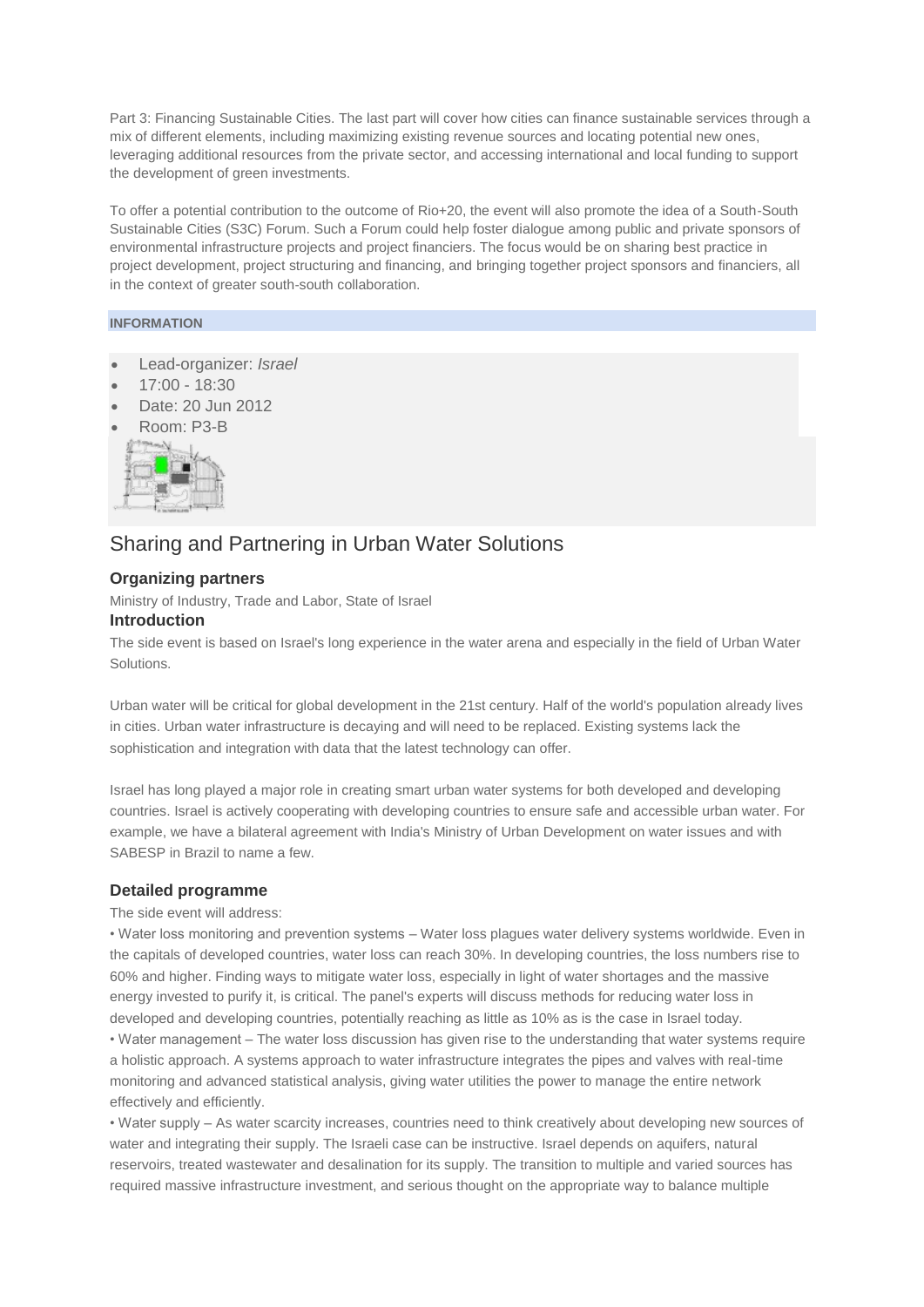Part 3: Financing Sustainable Cities. The last part will cover how cities can finance sustainable services through a mix of different elements, including maximizing existing revenue sources and locating potential new ones, leveraging additional resources from the private sector, and accessing international and local funding to support the development of green investments.

To offer a potential contribution to the outcome of Rio+20, the event will also promote the idea of a South-South Sustainable Cities (S3C) Forum. Such a Forum could help foster dialogue among public and private sponsors of environmental infrastructure projects and project financiers. The focus would be on sharing best practice in project development, project structuring and financing, and bringing together project sponsors and financiers, all in the context of greater south-south collaboration.

**INFORMATION**

- Lead-organizer: *Israel*
- 17:00 - 18:30
- Date: 20 Jun 2012
- Room: P3-B

## Sharing and Partnering in Urban Water Solutions

### Organizing partners

Ministry of Industry, Trade and Labor, State of Israel

### Introduction

The side event is based on Israel's long experience in the water arena and especially in the field of Urban Water Solutions.

Urban water will be critical for global development in the 21st century. Half of the world's population already lives in cities. Urban water infrastructure is decaying and will need to be replaced. Existing systems lack the sophistication and integration with data that the latest technology can offer.

Israel has long played a major role in creating smart urban water systems for both developed and developing countries. Israel is actively cooperating with developing countries to ensure safe and accessible urban water. For example, we have a bilateral agreement with India's Ministry of Urban Development on water issues and with SABESP in Brazil to name a few.

### Detailed programme

The side event will address:

• Water loss monitoring and prevention systems – Water loss plagues water delivery systems worldwide. Even in the capitals of developed countries, water loss can reach 30%. In developing countries, the loss numbers rise to 60% and higher. Finding ways to mitigate water loss, especially in light of water shortages and the massive energy invested to purify it, is critical. The panel's experts will discuss methods for reducing water loss in developed and developing countries, potentially reaching as little as 10% as is the case in Israel today.

• Water management – The water loss discussion has given rise to the understanding that water systems require a holistic approach. A systems approach to water infrastructure integrates the pipes and valves with real-time monitoring and advanced statistical analysis, giving water utilities the power to manage the entire network effectively and efficiently.

• Water supply – As water scarcity increases, countries need to think creatively about developing new sources of water and integrating their supply. The Israeli case can be instructive. Israel depends on aquifers, natural reservoirs, treated wastewater and desalination for its supply. The transition to multiple and varied sources has required massive infrastructure investment, and serious thought on the appropriate way to balance multiple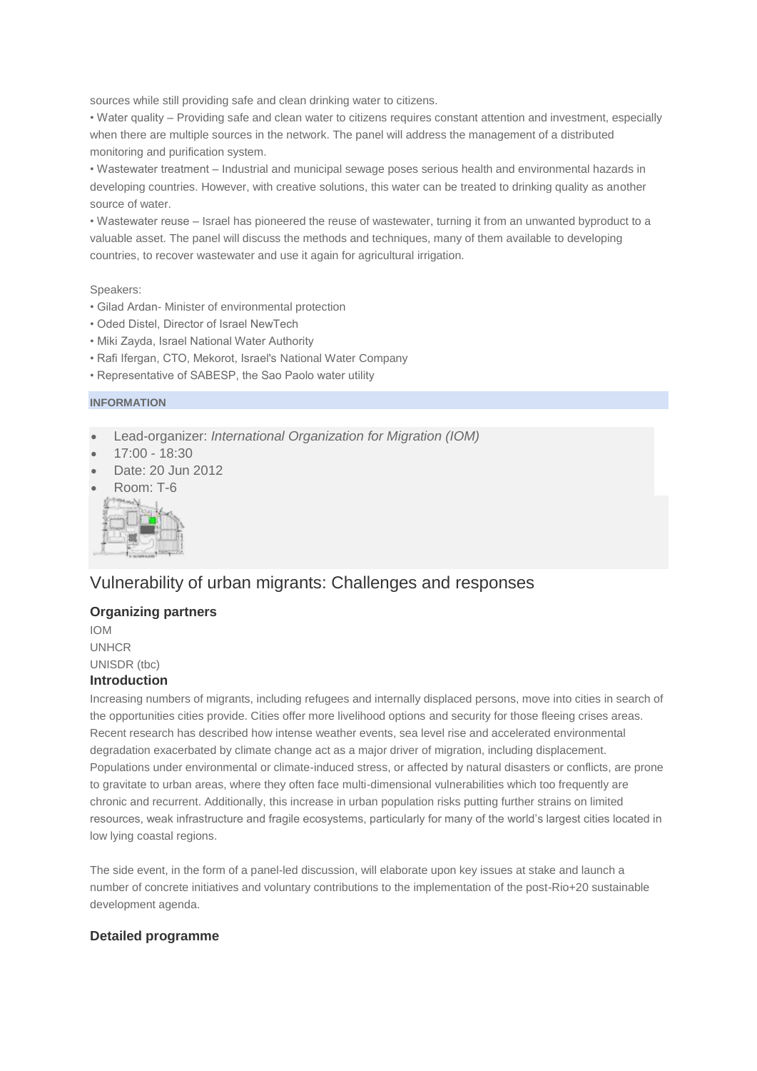sources while still providing safe and clean drinking water to citizens.

• Water quality – Providing safe and clean water to citizens requires constant attention and investment, especially when there are multiple sources in the network. The panel will address the management of a distributed monitoring and purification system.

• Wastewater treatment – Industrial and municipal sewage poses serious health and environmental hazards in developing countries. However, with creative solutions, this water can be treated to drinking quality as another source of water.

• Wastewater reuse – Israel has pioneered the reuse of wastewater, turning it from an unwanted byproduct to a valuable asset. The panel will discuss the methods and techniques, many of them available to developing countries, to recover wastewater and use it again for agricultural irrigation.

Speakers:

• Gilad Ardan- Minister of environmental protection
• Oded Distel, Director of Israel NewTech
• Miki Zayda, Israel National Water Authority
• Rafi Ifergan, CTO, Mekorot, Israel's National Water Company
• Representative of SABESP, the Sao Paolo water utility

**INFORMATION**

- Lead-organizer: *International Organization for Migration (IOM)*
- 17:00 - 18:30
- Date: 20 Jun 2012
- Room: T-6

## Vulnerability of urban migrants: Challenges and responses

### Organizing partners

IOM
UNHCR
UNISDR (tbc)

### Introduction

Increasing numbers of migrants, including refugees and internally displaced persons, move into cities in search of the opportunities cities provide. Cities offer more livelihood options and security for those fleeing crises areas. Recent research has described how intense weather events, sea level rise and accelerated environmental degradation exacerbated by climate change act as a major driver of migration, including displacement. Populations under environmental or climate-induced stress, or affected by natural disasters or conflicts, are prone to gravitate to urban areas, where they often face multi-dimensional vulnerabilities which too frequently are chronic and recurrent. Additionally, this increase in urban population risks putting further strains on limited resources, weak infrastructure and fragile ecosystems, particularly for many of the world's largest cities located in low lying coastal regions.

The side event, in the form of a panel-led discussion, will elaborate upon key issues at stake and launch a number of concrete initiatives and voluntary contributions to the implementation of the post-Rio+20 sustainable development agenda.

### Detailed programme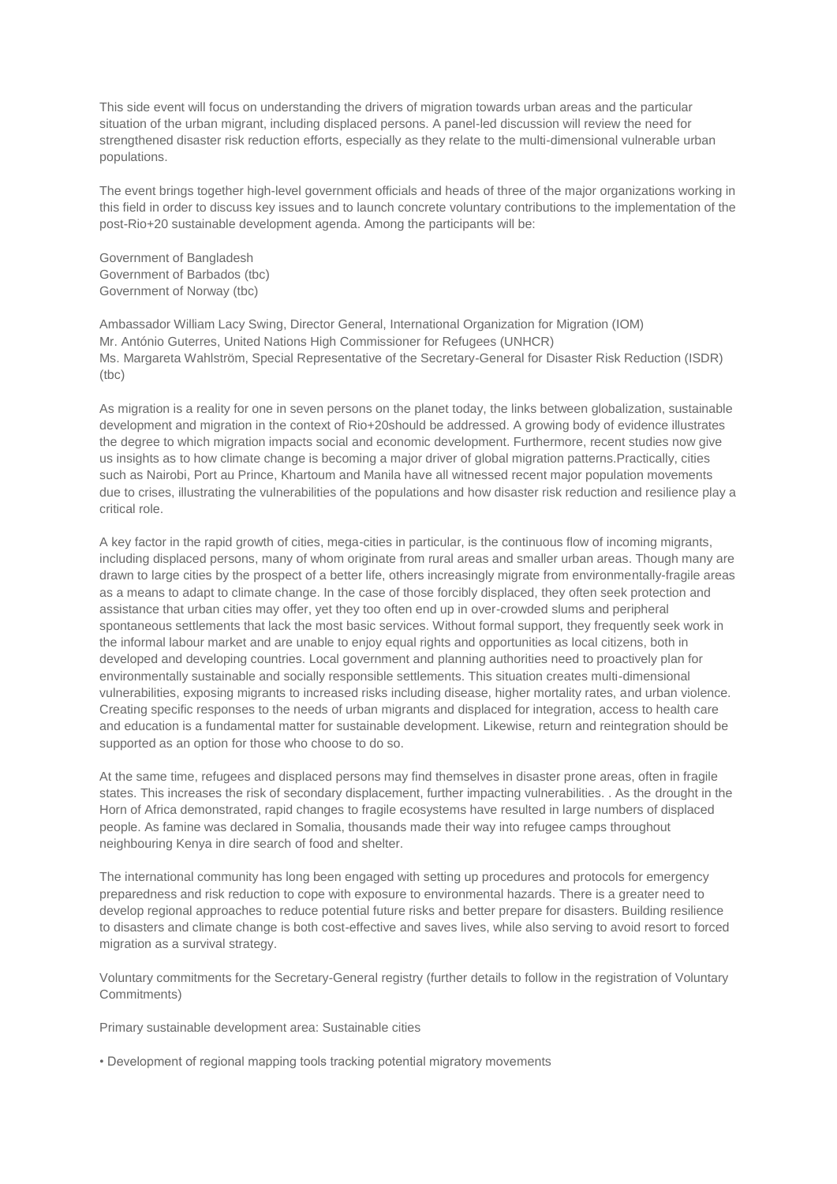This side event will focus on understanding the drivers of migration towards urban areas and the particular situation of the urban migrant, including displaced persons. A panel-led discussion will review the need for strengthened disaster risk reduction efforts, especially as they relate to the multi-dimensional vulnerable urban populations.

The event brings together high-level government officials and heads of three of the major organizations working in this field in order to discuss key issues and to launch concrete voluntary contributions to the implementation of the post-Rio+20 sustainable development agenda. Among the participants will be:

Government of Bangladesh
Government of Barbados (tbc)
Government of Norway (tbc)

Ambassador William Lacy Swing, Director General, International Organization for Migration (IOM)
Mr. António Guterres, United Nations High Commissioner for Refugees (UNHCR)
Ms. Margareta Wahlström, Special Representative of the Secretary-General for Disaster Risk Reduction (ISDR) (tbc)

As migration is a reality for one in seven persons on the planet today, the links between globalization, sustainable development and migration in the context of Rio+20should be addressed. A growing body of evidence illustrates the degree to which migration impacts social and economic development. Furthermore, recent studies now give us insights as to how climate change is becoming a major driver of global migration patterns.Practically, cities such as Nairobi, Port au Prince, Khartoum and Manila have all witnessed recent major population movements due to crises, illustrating the vulnerabilities of the populations and how disaster risk reduction and resilience play a critical role.

A key factor in the rapid growth of cities, mega-cities in particular, is the continuous flow of incoming migrants, including displaced persons, many of whom originate from rural areas and smaller urban areas. Though many are drawn to large cities by the prospect of a better life, others increasingly migrate from environmentally-fragile areas as a means to adapt to climate change. In the case of those forcibly displaced, they often seek protection and assistance that urban cities may offer, yet they too often end up in over-crowded slums and peripheral spontaneous settlements that lack the most basic services. Without formal support, they frequently seek work in the informal labour market and are unable to enjoy equal rights and opportunities as local citizens, both in developed and developing countries. Local government and planning authorities need to proactively plan for environmentally sustainable and socially responsible settlements. This situation creates multi-dimensional vulnerabilities, exposing migrants to increased risks including disease, higher mortality rates, and urban violence. Creating specific responses to the needs of urban migrants and displaced for integration, access to health care and education is a fundamental matter for sustainable development. Likewise, return and reintegration should be supported as an option for those who choose to do so.

At the same time, refugees and displaced persons may find themselves in disaster prone areas, often in fragile states. This increases the risk of secondary displacement, further impacting vulnerabilities. . As the drought in the Horn of Africa demonstrated, rapid changes to fragile ecosystems have resulted in large numbers of displaced people. As famine was declared in Somalia, thousands made their way into refugee camps throughout neighbouring Kenya in dire search of food and shelter.

The international community has long been engaged with setting up procedures and protocols for emergency preparedness and risk reduction to cope with exposure to environmental hazards. There is a greater need to develop regional approaches to reduce potential future risks and better prepare for disasters. Building resilience to disasters and climate change is both cost-effective and saves lives, while also serving to avoid resort to forced migration as a survival strategy.

Voluntary commitments for the Secretary-General registry (further details to follow in the registration of Voluntary Commitments)

Primary sustainable development area: Sustainable cities

- Development of regional mapping tools tracking potential migratory movements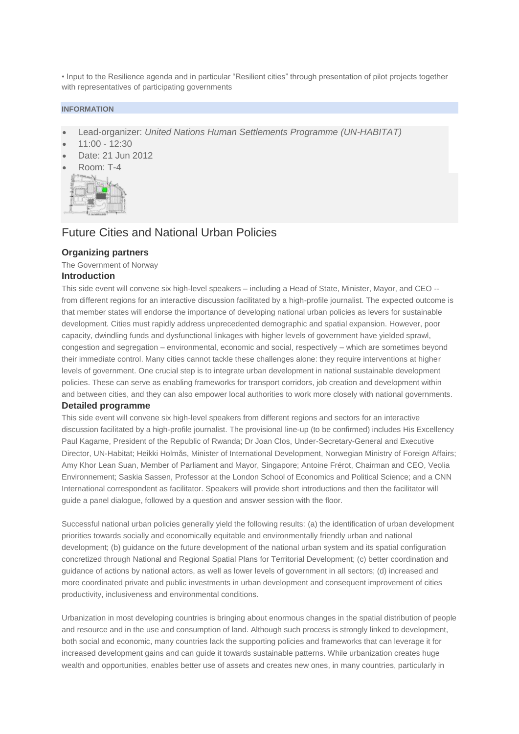• Input to the Resilience agenda and in particular “Resilient cities” through presentation of pilot projects together with representatives of participating governments

**INFORMATION**

- Lead-organizer: *United Nations Human Settlements Programme (UN-HABITAT)*
- 11:00 - 12:30
- Date: 21 Jun 2012
- Room: T-4

## Future Cities and National Urban Policies

### Organizing partners

The Government of Norway

### Introduction

This side event will convene six high-level speakers – including a Head of State, Minister, Mayor, and CEO -- from different regions for an interactive discussion facilitated by a high-profile journalist. The expected outcome is that member states will endorse the importance of developing national urban policies as levers for sustainable development. Cities must rapidly address unprecedented demographic and spatial expansion. However, poor capacity, dwindling funds and dysfunctional linkages with higher levels of government have yielded sprawl, congestion and segregation – environmental, economic and social, respectively – which are sometimes beyond their immediate control. Many cities cannot tackle these challenges alone: they require interventions at higher levels of government. One crucial step is to integrate urban development in national sustainable development policies. These can serve as enabling frameworks for transport corridors, job creation and development within and between cities, and they can also empower local authorities to work more closely with national governments.

### Detailed programme

This side event will convene six high-level speakers from different regions and sectors for an interactive discussion facilitated by a high-profile journalist. The provisional line-up (to be confirmed) includes His Excellency Paul Kagame, President of the Republic of Rwanda; Dr Joan Clos, Under-Secretary-General and Executive Director, UN-Habitat; Heikki Holmås, Minister of International Development, Norwegian Ministry of Foreign Affairs; Amy Khor Lean Suan, Member of Parliament and Mayor, Singapore; Antoine Frérot, Chairman and CEO, Veolia Environnement; Saskia Sassen, Professor at the London School of Economics and Political Science; and a CNN International correspondent as facilitator. Speakers will provide short introductions and then the facilitator will guide a panel dialogue, followed by a question and answer session with the floor.

Successful national urban policies generally yield the following results: (a) the identification of urban development priorities towards socially and economically equitable and environmentally friendly urban and national development; (b) guidance on the future development of the national urban system and its spatial configuration concretized through National and Regional Spatial Plans for Territorial Development; (c) better coordination and guidance of actions by national actors, as well as lower levels of government in all sectors; (d) increased and more coordinated private and public investments in urban development and consequent improvement of cities productivity, inclusiveness and environmental conditions.

Urbanization in most developing countries is bringing about enormous changes in the spatial distribution of people and resource and in the use and consumption of land. Although such process is strongly linked to development, both social and economic, many countries lack the supporting policies and frameworks that can leverage it for increased development gains and can guide it towards sustainable patterns. While urbanization creates huge wealth and opportunities, enables better use of assets and creates new ones, in many countries, particularly in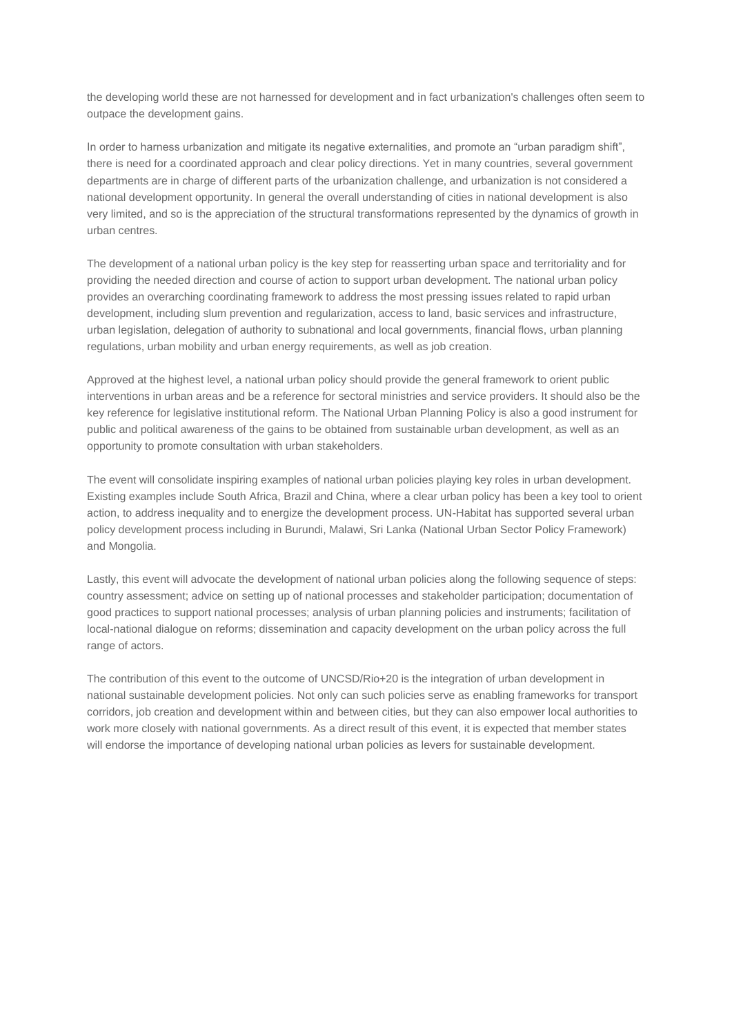the developing world these are not harnessed for development and in fact urbanization's challenges often seem to outpace the development gains.

In order to harness urbanization and mitigate its negative externalities, and promote an "urban paradigm shift", there is need for a coordinated approach and clear policy directions. Yet in many countries, several government departments are in charge of different parts of the urbanization challenge, and urbanization is not considered a national development opportunity. In general the overall understanding of cities in national development is also very limited, and so is the appreciation of the structural transformations represented by the dynamics of growth in urban centres.

The development of a national urban policy is the key step for reasserting urban space and territoriality and for providing the needed direction and course of action to support urban development. The national urban policy provides an overarching coordinating framework to address the most pressing issues related to rapid urban development, including slum prevention and regularization, access to land, basic services and infrastructure, urban legislation, delegation of authority to subnational and local governments, financial flows, urban planning regulations, urban mobility and urban energy requirements, as well as job creation.

Approved at the highest level, a national urban policy should provide the general framework to orient public interventions in urban areas and be a reference for sectoral ministries and service providers. It should also be the key reference for legislative institutional reform. The National Urban Planning Policy is also a good instrument for public and political awareness of the gains to be obtained from sustainable urban development, as well as an opportunity to promote consultation with urban stakeholders.

The event will consolidate inspiring examples of national urban policies playing key roles in urban development. Existing examples include South Africa, Brazil and China, where a clear urban policy has been a key tool to orient action, to address inequality and to energize the development process. UN-Habitat has supported several urban policy development process including in Burundi, Malawi, Sri Lanka (National Urban Sector Policy Framework) and Mongolia.

Lastly, this event will advocate the development of national urban policies along the following sequence of steps: country assessment; advice on setting up of national processes and stakeholder participation; documentation of good practices to support national processes; analysis of urban planning policies and instruments; facilitation of local-national dialogue on reforms; dissemination and capacity development on the urban policy across the full range of actors.

The contribution of this event to the outcome of UNCSD/Rio+20 is the integration of urban development in national sustainable development policies. Not only can such policies serve as enabling frameworks for transport corridors, job creation and development within and between cities, but they can also empower local authorities to work more closely with national governments. As a direct result of this event, it is expected that member states will endorse the importance of developing national urban policies as levers for sustainable development.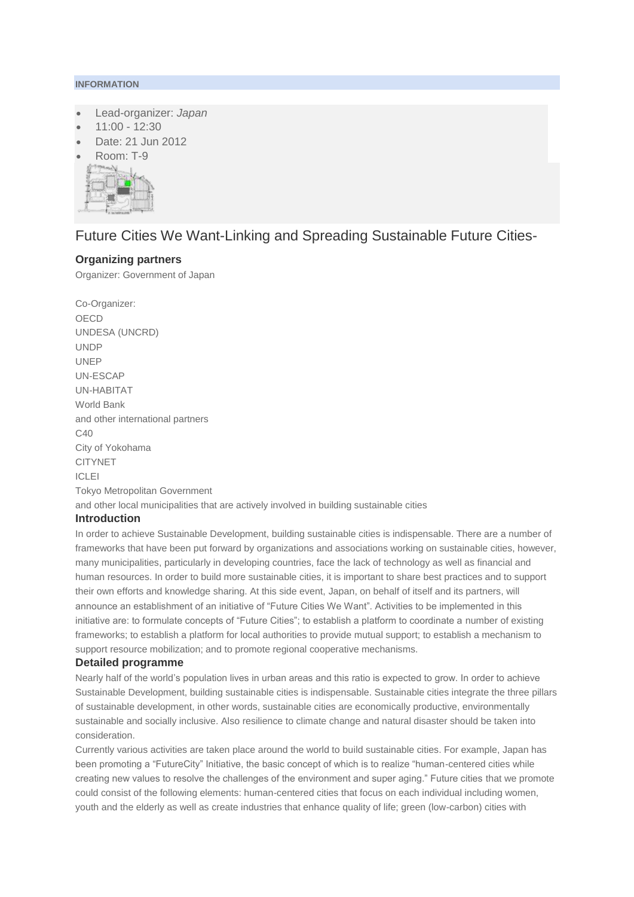**INFORMATION**

- Lead-organizer: *Japan*
- 11:00 - 12:30
- Date: 21 Jun 2012
- Room: T-9

# Future Cities We Want-Linking and Spreading Sustainable Future Cities-

### Organizing partners

Organizer: Government of Japan

Co-Organizer:
OECD
UNDESA (UNCRD)
UNDP
UNEP
UN-ESCAP
UN-HABITAT
World Bank
and other international partners
C40
City of Yokohama
CITYNET
ICLEI
Tokyo Metropolitan Government
and other local municipalities that are actively involved in building sustainable cities

### Introduction

In order to achieve Sustainable Development, building sustainable cities is indispensable. There are a number of frameworks that have been put forward by organizations and associations working on sustainable cities, however, many municipalities, particularly in developing countries, face the lack of technology as well as financial and human resources. In order to build more sustainable cities, it is important to share best practices and to support their own efforts and knowledge sharing. At this side event, Japan, on behalf of itself and its partners, will announce an establishment of an initiative of "Future Cities We Want". Activities to be implemented in this initiative are: to formulate concepts of "Future Cities"; to establish a platform to coordinate a number of existing frameworks; to establish a platform for local authorities to provide mutual support; to establish a mechanism to support resource mobilization; and to promote regional cooperative mechanisms.

### Detailed programme

Nearly half of the world's population lives in urban areas and this ratio is expected to grow. In order to achieve Sustainable Development, building sustainable cities is indispensable. Sustainable cities integrate the three pillars of sustainable development, in other words, sustainable cities are economically productive, environmentally sustainable and socially inclusive. Also resilience to climate change and natural disaster should be taken into consideration.

Currently various activities are taken place around the world to build sustainable cities. For example, Japan has been promoting a "FutureCity" Initiative, the basic concept of which is to realize "human-centered cities while creating new values to resolve the challenges of the environment and super aging." Future cities that we promote could consist of the following elements: human-centered cities that focus on each individual including women, youth and the elderly as well as create industries that enhance quality of life; green (low-carbon) cities with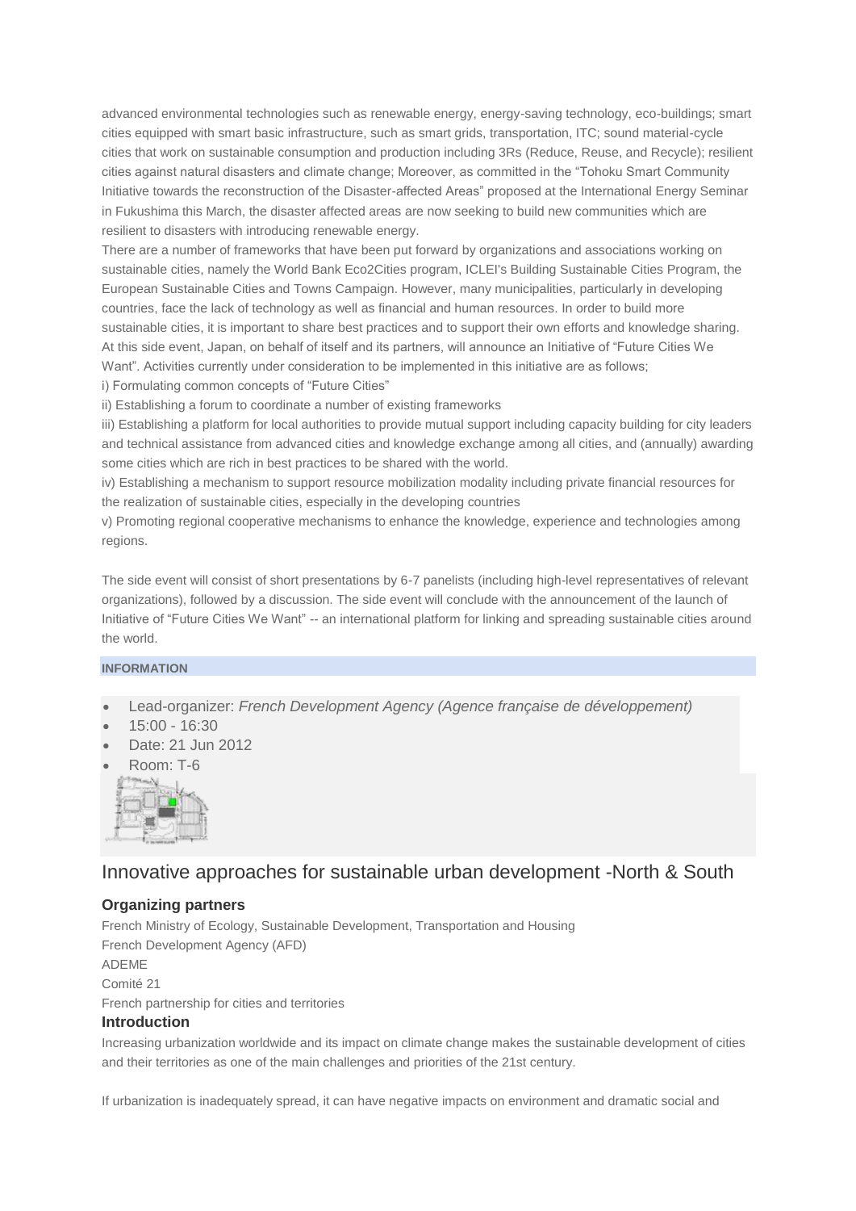advanced environmental technologies such as renewable energy, energy-saving technology, eco-buildings; smart cities equipped with smart basic infrastructure, such as smart grids, transportation, ITC; sound material-cycle cities that work on sustainable consumption and production including 3Rs (Reduce, Reuse, and Recycle); resilient cities against natural disasters and climate change; Moreover, as committed in the "Tohoku Smart Community Initiative towards the reconstruction of the Disaster-affected Areas" proposed at the International Energy Seminar in Fukushima this March, the disaster affected areas are now seeking to build new communities which are resilient to disasters with introducing renewable energy.

There are a number of frameworks that have been put forward by organizations and associations working on sustainable cities, namely the World Bank Eco2Cities program, ICLEI's Building Sustainable Cities Program, the European Sustainable Cities and Towns Campaign. However, many municipalities, particularly in developing countries, face the lack of technology as well as financial and human resources. In order to build more sustainable cities, it is important to share best practices and to support their own efforts and knowledge sharing. At this side event, Japan, on behalf of itself and its partners, will announce an Initiative of "Future Cities We Want". Activities currently under consideration to be implemented in this initiative are as follows;

i) Formulating common concepts of "Future Cities"

ii) Establishing a forum to coordinate a number of existing frameworks

iii) Establishing a platform for local authorities to provide mutual support including capacity building for city leaders and technical assistance from advanced cities and knowledge exchange among all cities, and (annually) awarding some cities which are rich in best practices to be shared with the world.

iv) Establishing a mechanism to support resource mobilization modality including private financial resources for the realization of sustainable cities, especially in the developing countries

v) Promoting regional cooperative mechanisms to enhance the knowledge, experience and technologies among regions.

The side event will consist of short presentations by 6-7 panelists (including high-level representatives of relevant organizations), followed by a discussion. The side event will conclude with the announcement of the launch of Initiative of "Future Cities We Want" -- an international platform for linking and spreading sustainable cities around the world.

**INFORMATION**

- Lead-organizer: *French Development Agency (Agence française de développement)*
- 15:00 - 16:30
- Date: 21 Jun 2012
- Room: T-6

## Innovative approaches for sustainable urban development -North & South

### Organizing partners

French Ministry of Ecology, Sustainable Development, Transportation and Housing
French Development Agency (AFD)
ADEME
Comité 21
French partnership for cities and territories

### Introduction

Increasing urbanization worldwide and its impact on climate change makes the sustainable development of cities and their territories as one of the main challenges and priorities of the 21st century.

If urbanization is inadequately spread, it can have negative impacts on environment and dramatic social and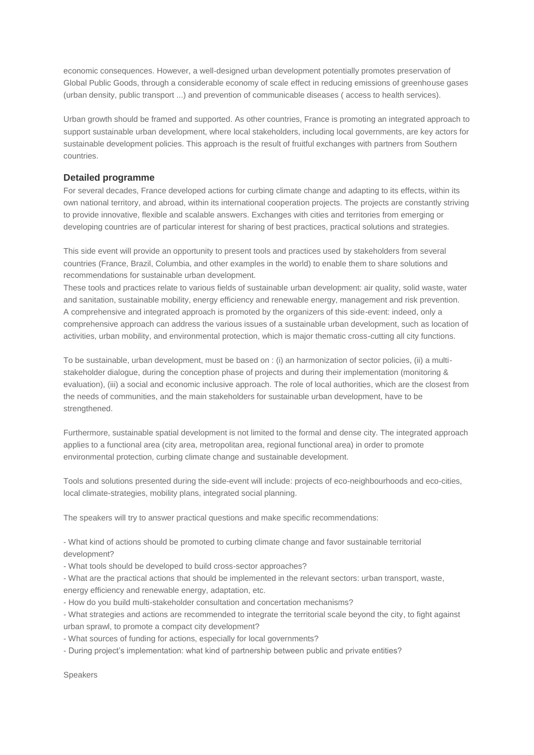economic consequences. However, a well-designed urban development potentially promotes preservation of Global Public Goods, through a considerable economy of scale effect in reducing emissions of greenhouse gases (urban density, public transport ...) and prevention of communicable diseases ( access to health services).

Urban growth should be framed and supported. As other countries, France is promoting an integrated approach to support sustainable urban development, where local stakeholders, including local governments, are key actors for sustainable development policies. This approach is the result of fruitful exchanges with partners from Southern countries.

### Detailed programme

For several decades, France developed actions for curbing climate change and adapting to its effects, within its own national territory, and abroad, within its international cooperation projects. The projects are constantly striving to provide innovative, flexible and scalable answers. Exchanges with cities and territories from emerging or developing countries are of particular interest for sharing of best practices, practical solutions and strategies.

This side event will provide an opportunity to present tools and practices used by stakeholders from several countries (France, Brazil, Columbia, and other examples in the world) to enable them to share solutions and recommendations for sustainable urban development.

These tools and practices relate to various fields of sustainable urban development: air quality, solid waste, water and sanitation, sustainable mobility, energy efficiency and renewable energy, management and risk prevention.
A comprehensive and integrated approach is promoted by the organizers of this side-event: indeed, only a comprehensive approach can address the various issues of a sustainable urban development, such as location of activities, urban mobility, and environmental protection, which is major thematic cross-cutting all city functions.

To be sustainable, urban development, must be based on : (i) an harmonization of sector policies, (ii) a multi-stakeholder dialogue, during the conception phase of projects and during their implementation (monitoring & evaluation), (iii) a social and economic inclusive approach. The role of local authorities, which are the closest from the needs of communities, and the main stakeholders for sustainable urban development, have to be strengthened.

Furthermore, sustainable spatial development is not limited to the formal and dense city. The integrated approach applies to a functional area (city area, metropolitan area, regional functional area) in order to promote environmental protection, curbing climate change and sustainable development.

Tools and solutions presented during the side-event will include: projects of eco-neighbourhoods and eco-cities, local climate-strategies, mobility plans, integrated social planning.

The speakers will try to answer practical questions and make specific recommendations:

- What kind of actions should be promoted to curbing climate change and favor sustainable territorial development?
- What tools should be developed to build cross-sector approaches?
- What are the practical actions that should be implemented in the relevant sectors: urban transport, waste, energy efficiency and renewable energy, adaptation, etc.
- How do you build multi-stakeholder consultation and concertation mechanisms?
- What strategies and actions are recommended to integrate the territorial scale beyond the city, to fight against urban sprawl, to promote a compact city development?
- What sources of funding for actions, especially for local governments?
- During project's implementation: what kind of partnership between public and private entities?

Speakers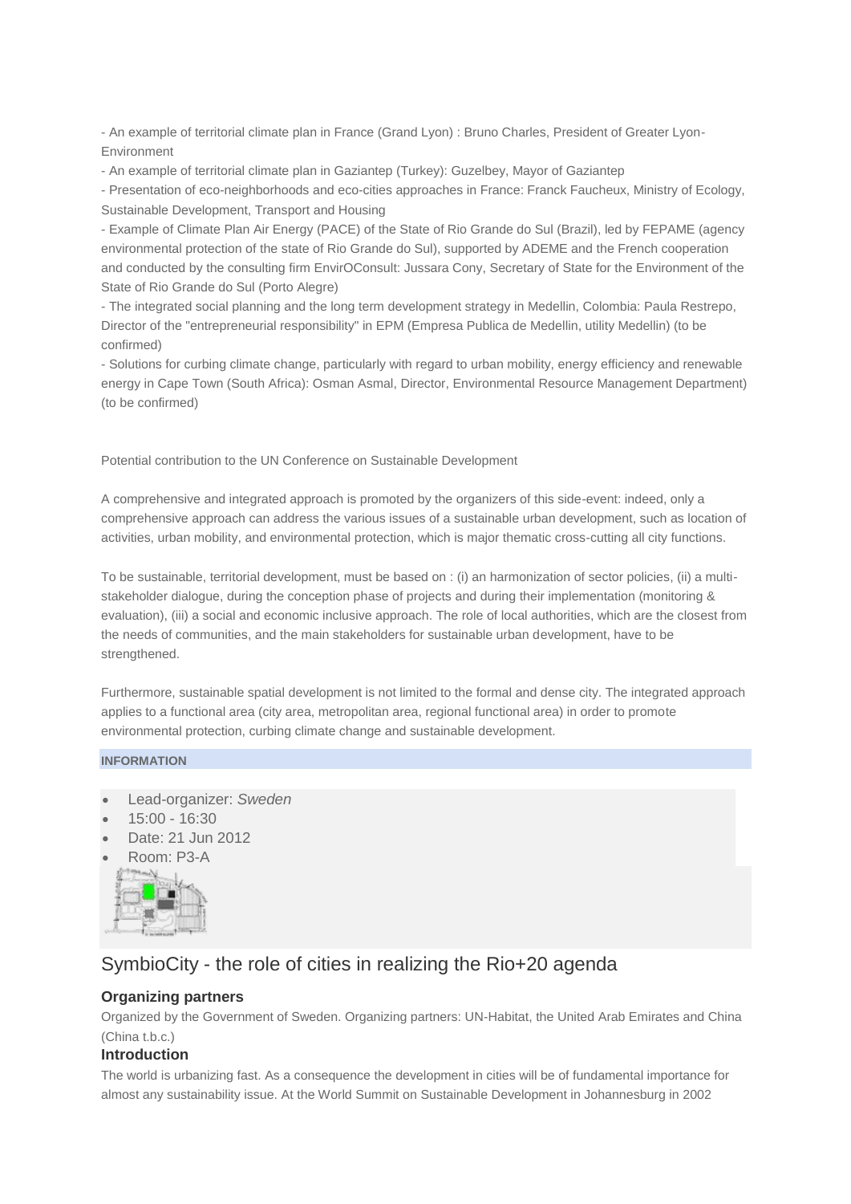- An example of territorial climate plan in France (Grand Lyon) : Bruno Charles, President of Greater Lyon-Environment

- An example of territorial climate plan in Gaziantep (Turkey): Guzelbey, Mayor of Gaziantep

- Presentation of eco-neighborhoods and eco-cities approaches in France: Franck Faucheux, Ministry of Ecology, Sustainable Development, Transport and Housing

- Example of Climate Plan Air Energy (PACE) of the State of Rio Grande do Sul (Brazil), led by FEPAME (agency environmental protection of the state of Rio Grande do Sul), supported by ADEME and the French cooperation and conducted by the consulting firm EnvirOConsult: Jussara Cony, Secretary of State for the Environment of the State of Rio Grande do Sul (Porto Alegre)

- The integrated social planning and the long term development strategy in Medellin, Colombia: Paula Restrepo, Director of the "entrepreneurial responsibility" in EPM (Empresa Publica de Medellin, utility Medellin) (to be confirmed)

- Solutions for curbing climate change, particularly with regard to urban mobility, energy efficiency and renewable energy in Cape Town (South Africa): Osman Asmal, Director, Environmental Resource Management Department) (to be confirmed)

Potential contribution to the UN Conference on Sustainable Development

A comprehensive and integrated approach is promoted by the organizers of this side-event: indeed, only a comprehensive approach can address the various issues of a sustainable urban development, such as location of activities, urban mobility, and environmental protection, which is major thematic cross-cutting all city functions.

To be sustainable, territorial development, must be based on : (i) an harmonization of sector policies, (ii) a multi-stakeholder dialogue, during the conception phase of projects and during their implementation (monitoring & evaluation), (iii) a social and economic inclusive approach. The role of local authorities, which are the closest from the needs of communities, and the main stakeholders for sustainable urban development, have to be strengthened.

Furthermore, sustainable spatial development is not limited to the formal and dense city. The integrated approach applies to a functional area (city area, metropolitan area, regional functional area) in order to promote environmental protection, curbing climate change and sustainable development.

**INFORMATION**

- Lead-organizer: *Sweden*
- 15:00 - 16:30
- Date: 21 Jun 2012
- Room: P3-A

## SymbioCity - the role of cities in realizing the Rio+20 agenda

### Organizing partners

Organized by the Government of Sweden. Organizing partners: UN-Habitat, the United Arab Emirates and China (China t.b.c.)

### Introduction

The world is urbanizing fast. As a consequence the development in cities will be of fundamental importance for almost any sustainability issue. At the World Summit on Sustainable Development in Johannesburg in 2002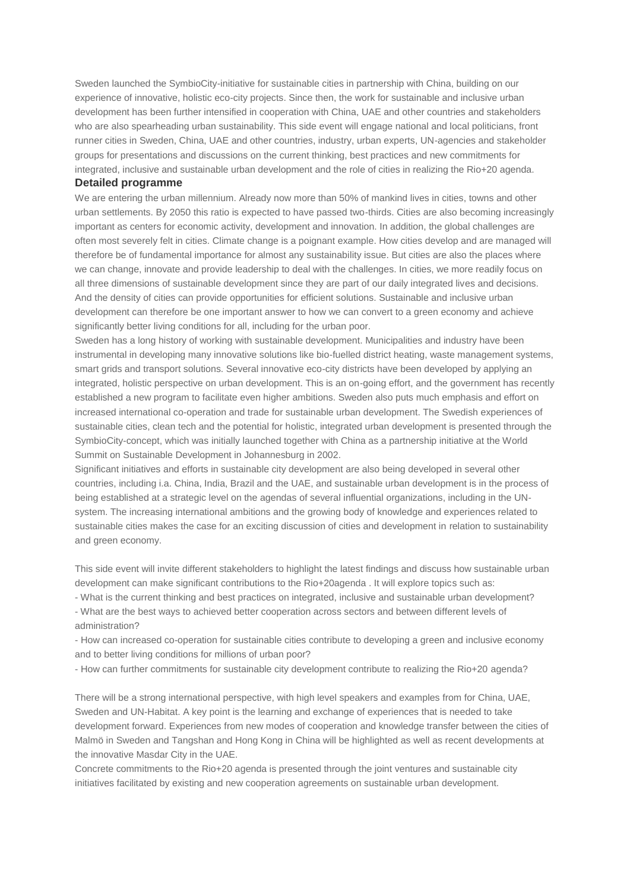Sweden launched the SymbioCity-initiative for sustainable cities in partnership with China, building on our experience of innovative, holistic eco-city projects. Since then, the work for sustainable and inclusive urban development has been further intensified in cooperation with China, UAE and other countries and stakeholders who are also spearheading urban sustainability. This side event will engage national and local politicians, front runner cities in Sweden, China, UAE and other countries, industry, urban experts, UN-agencies and stakeholder groups for presentations and discussions on the current thinking, best practices and new commitments for integrated, inclusive and sustainable urban development and the role of cities in realizing the Rio+20 agenda.

**Detailed programme**

We are entering the urban millennium. Already now more than 50% of mankind lives in cities, towns and other urban settlements. By 2050 this ratio is expected to have passed two-thirds. Cities are also becoming increasingly important as centers for economic activity, development and innovation. In addition, the global challenges are often most severely felt in cities. Climate change is a poignant example. How cities develop and are managed will therefore be of fundamental importance for almost any sustainability issue. But cities are also the places where we can change, innovate and provide leadership to deal with the challenges. In cities, we more readily focus on all three dimensions of sustainable development since they are part of our daily integrated lives and decisions. And the density of cities can provide opportunities for efficient solutions. Sustainable and inclusive urban development can therefore be one important answer to how we can convert to a green economy and achieve significantly better living conditions for all, including for the urban poor.

Sweden has a long history of working with sustainable development. Municipalities and industry have been instrumental in developing many innovative solutions like bio-fuelled district heating, waste management systems, smart grids and transport solutions. Several innovative eco-city districts have been developed by applying an integrated, holistic perspective on urban development. This is an on-going effort, and the government has recently established a new program to facilitate even higher ambitions. Sweden also puts much emphasis and effort on increased international co-operation and trade for sustainable urban development. The Swedish experiences of sustainable cities, clean tech and the potential for holistic, integrated urban development is presented through the SymbioCity-concept, which was initially launched together with China as a partnership initiative at the World Summit on Sustainable Development in Johannesburg in 2002.

Significant initiatives and efforts in sustainable city development are also being developed in several other countries, including i.a. China, India, Brazil and the UAE, and sustainable urban development is in the process of being established at a strategic level on the agendas of several influential organizations, including in the UN-system. The increasing international ambitions and the growing body of knowledge and experiences related to sustainable cities makes the case for an exciting discussion of cities and development in relation to sustainability and green economy.

This side event will invite different stakeholders to highlight the latest findings and discuss how sustainable urban development can make significant contributions to the Rio+20agenda . It will explore topics such as:

- What is the current thinking and best practices on integrated, inclusive and sustainable urban development?
- What are the best ways to achieved better cooperation across sectors and between different levels of administration?
- How can increased co-operation for sustainable cities contribute to developing a green and inclusive economy and to better living conditions for millions of urban poor?
- How can further commitments for sustainable city development contribute to realizing the Rio+20 agenda?

There will be a strong international perspective, with high level speakers and examples from for China, UAE, Sweden and UN-Habitat. A key point is the learning and exchange of experiences that is needed to take development forward. Experiences from new modes of cooperation and knowledge transfer between the cities of Malmö in Sweden and Tangshan and Hong Kong in China will be highlighted as well as recent developments at the innovative Masdar City in the UAE.

Concrete commitments to the Rio+20 agenda is presented through the joint ventures and sustainable city initiatives facilitated by existing and new cooperation agreements on sustainable urban development.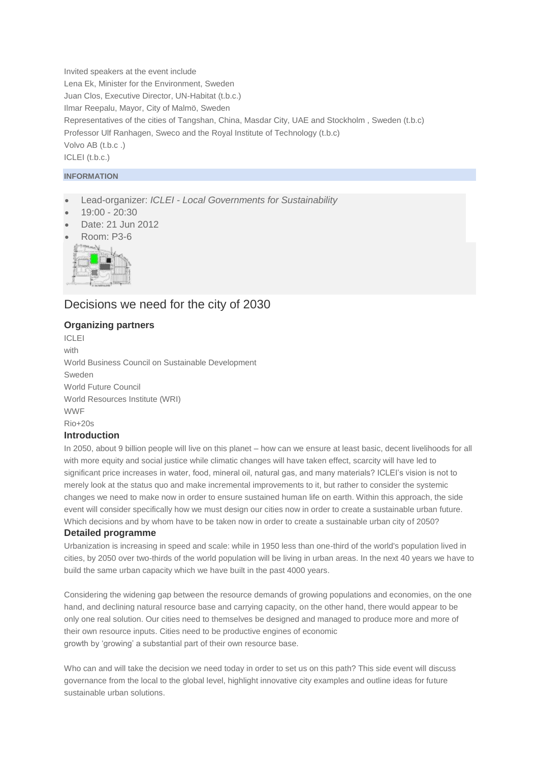Invited speakers at the event include
Lena Ek, Minister for the Environment, Sweden
Juan Clos, Executive Director, UN-Habitat (t.b.c.)
Ilmar Reepalu, Mayor, City of Malmö, Sweden
Representatives of the cities of Tangshan, China, Masdar City, UAE and Stockholm , Sweden (t.b.c)
Professor Ulf Ranhagen, Sweco and the Royal Institute of Technology (t.b.c)
Volvo AB (t.b.c .)
ICLEI (t.b.c.)

**INFORMATION**

- Lead-organizer: *ICLEI - Local Governments for Sustainability*
- 19:00 - 20:30
- Date: 21 Jun 2012
- Room: P3-6

## Decisions we need for the city of 2030

### Organizing partners

ICLEI
with
World Business Council on Sustainable Development
Sweden
World Future Council
World Resources Institute (WRI)
WWF
Rio+20s

### Introduction

In 2050, about 9 billion people will live on this planet – how can we ensure at least basic, decent livelihoods for all with more equity and social justice while climatic changes will have taken effect, scarcity will have led to significant price increases in water, food, mineral oil, natural gas, and many materials? ICLEI's vision is not to merely look at the status quo and make incremental improvements to it, but rather to consider the systemic changes we need to make now in order to ensure sustained human life on earth. Within this approach, the side event will consider specifically how we must design our cities now in order to create a sustainable urban future. Which decisions and by whom have to be taken now in order to create a sustainable urban city of 2050?

### Detailed programme

Urbanization is increasing in speed and scale: while in 1950 less than one-third of the world's population lived in cities, by 2050 over two-thirds of the world population will be living in urban areas. In the next 40 years we have to build the same urban capacity which we have built in the past 4000 years.

Considering the widening gap between the resource demands of growing populations and economies, on the one hand, and declining natural resource base and carrying capacity, on the other hand, there would appear to be only one real solution. Our cities need to themselves be designed and managed to produce more and more of their own resource inputs. Cities need to be productive engines of economic growth by 'growing' a substantial part of their own resource base.

Who can and will take the decision we need today in order to set us on this path? This side event will discuss governance from the local to the global level, highlight innovative city examples and outline ideas for future sustainable urban solutions.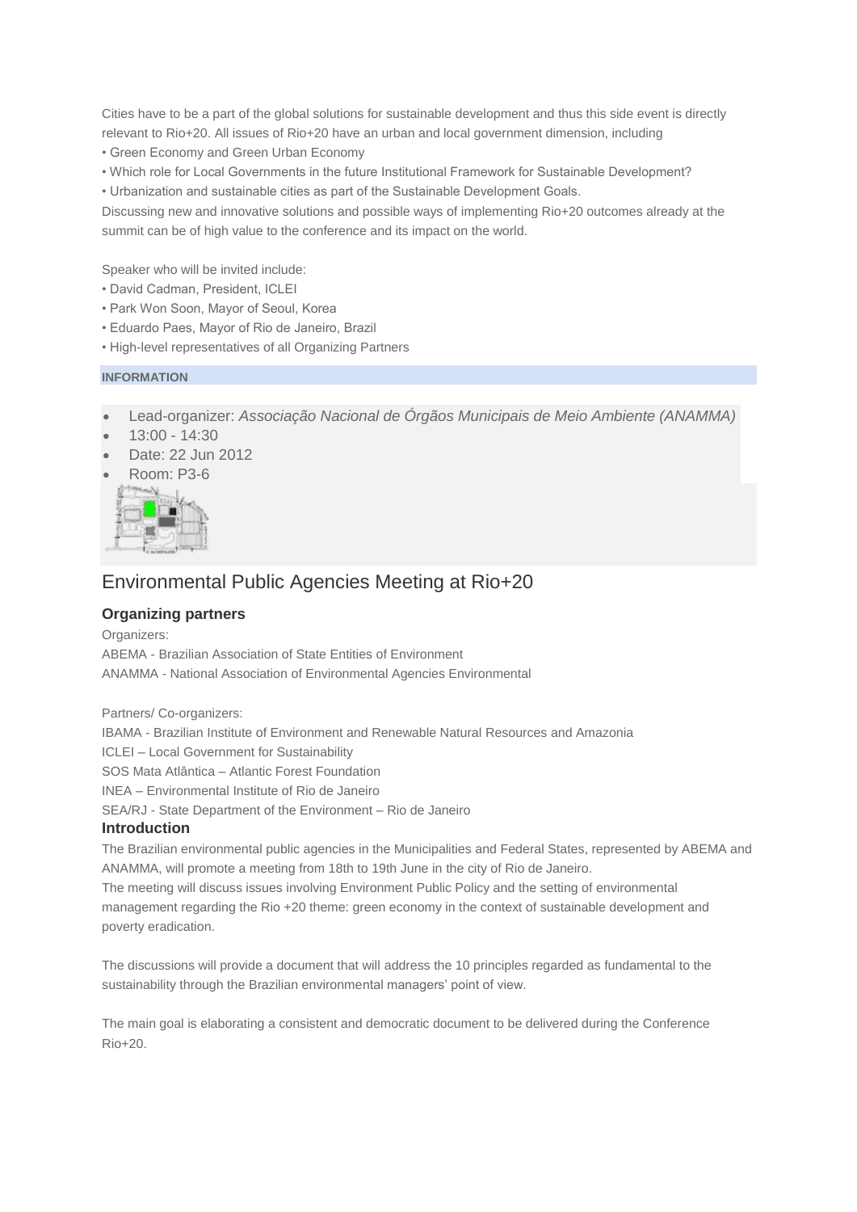Cities have to be a part of the global solutions for sustainable development and thus this side event is directly relevant to Rio+20. All issues of Rio+20 have an urban and local government dimension, including

• Green Economy and Green Urban Economy

• Which role for Local Governments in the future Institutional Framework for Sustainable Development?

• Urbanization and sustainable cities as part of the Sustainable Development Goals.

Discussing new and innovative solutions and possible ways of implementing Rio+20 outcomes already at the summit can be of high value to the conference and its impact on the world.

Speaker who will be invited include:

• David Cadman, President, ICLEI

• Park Won Soon, Mayor of Seoul, Korea

• Eduardo Paes, Mayor of Rio de Janeiro, Brazil

• High-level representatives of all Organizing Partners

**INFORMATION**

- Lead-organizer: *Associação Nacional de Órgãos Municipais de Meio Ambiente (ANAMMA)*
- 13:00 - 14:30
- Date: 22 Jun 2012
- Room: P3-6

## Environmental Public Agencies Meeting at Rio+20

### Organizing partners

Organizers:

ABEMA - Brazilian Association of State Entities of Environment

ANAMMA - National Association of Environmental Agencies Environmental

Partners/ Co-organizers:

IBAMA - Brazilian Institute of Environment and Renewable Natural Resources and Amazonia

ICLEI – Local Government for Sustainability

SOS Mata Atlântica – Atlantic Forest Foundation

INEA – Environmental Institute of Rio de Janeiro

SEA/RJ - State Department of the Environment – Rio de Janeiro

### Introduction

The Brazilian environmental public agencies in the Municipalities and Federal States, represented by ABEMA and ANAMMA, will promote a meeting from 18th to 19th June in the city of Rio de Janeiro.

The meeting will discuss issues involving Environment Public Policy and the setting of environmental management regarding the Rio +20 theme: green economy in the context of sustainable development and poverty eradication.

The discussions will provide a document that will address the 10 principles regarded as fundamental to the sustainability through the Brazilian environmental managers' point of view.

The main goal is elaborating a consistent and democratic document to be delivered during the Conference Rio+20.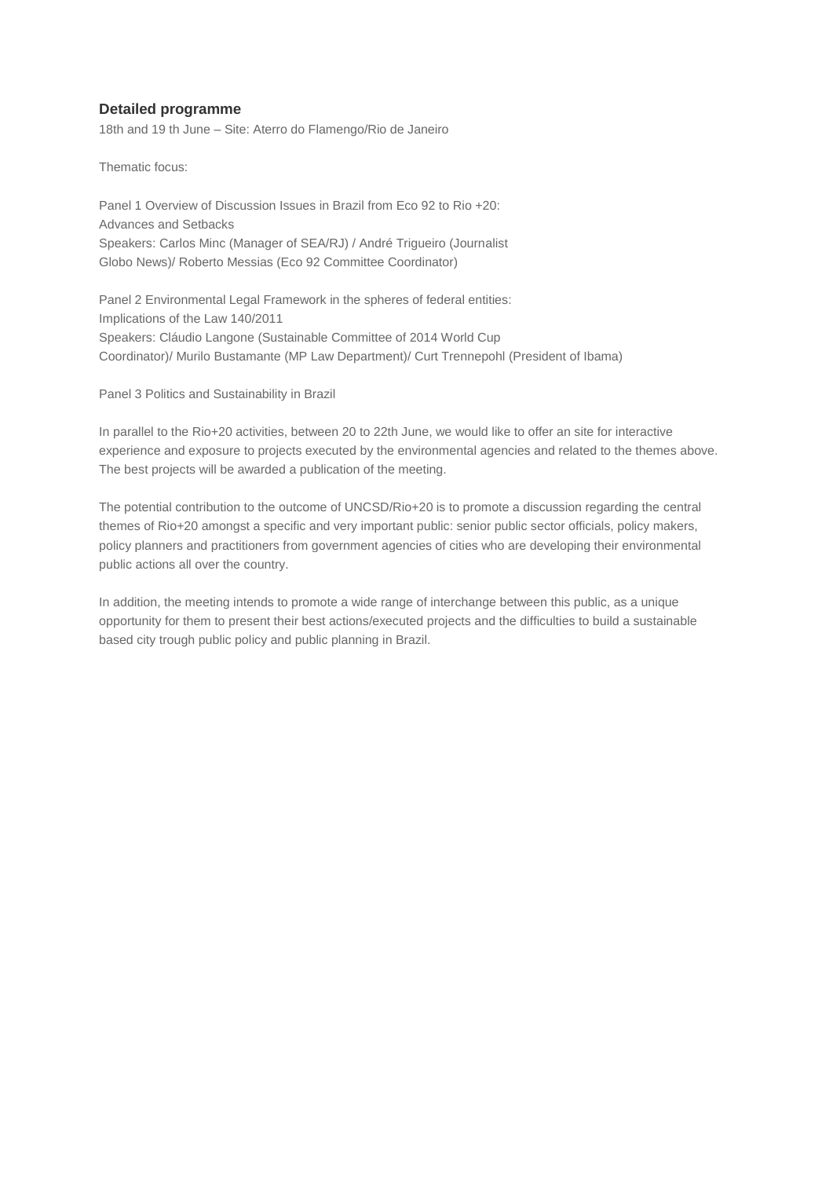### Detailed programme

18th and 19 th June – Site: Aterro do Flamengo/Rio de Janeiro

Thematic focus:

Panel 1 Overview of Discussion Issues in Brazil from Eco 92 to Rio +20:
Advances and Setbacks
Speakers: Carlos Minc (Manager of SEA/RJ) / André Trigueiro (Journalist Globo News)/ Roberto Messias (Eco 92 Committee Coordinator)

Panel 2 Environmental Legal Framework in the spheres of federal entities:
Implications of the Law 140/2011
Speakers: Cláudio Langone (Sustainable Committee of 2014 World Cup Coordinator)/ Murilo Bustamante (MP Law Department)/ Curt Trennepohl (President of Ibama)

Panel 3 Politics and Sustainability in Brazil

In parallel to the Rio+20 activities, between 20 to 22th June, we would like to offer an site for interactive experience and exposure to projects executed by the environmental agencies and related to the themes above. The best projects will be awarded a publication of the meeting.

The potential contribution to the outcome of UNCSD/Rio+20 is to promote a discussion regarding the central themes of Rio+20 amongst a specific and very important public: senior public sector officials, policy makers, policy planners and practitioners from government agencies of cities who are developing their environmental public actions all over the country.

In addition, the meeting intends to promote a wide range of interchange between this public, as a unique opportunity for them to present their best actions/executed projects and the difficulties to build a sustainable based city trough public policy and public planning in Brazil.